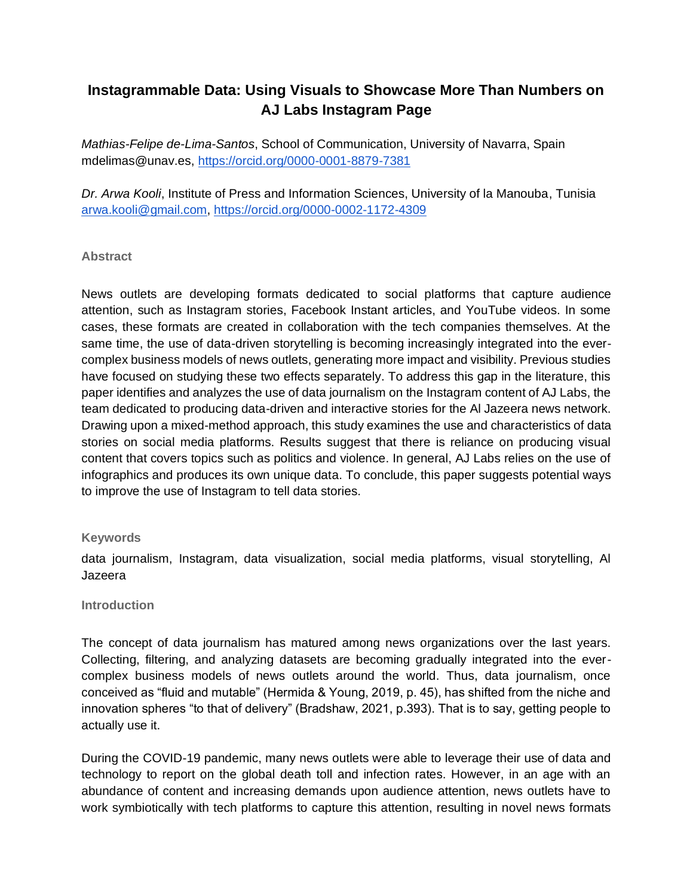# Instagrammable Data: Using Visuals to Showcase More Than Numbers on AJ Labs Instagram Page

*Mathias-Felipe de-Lima-Santos*, School of Communication, University of Navarra, Spain mdelimas@unav.es, https://orcid.org/0000-0001-8879-7381

*Dr. Arwa Kooli*, Institute of Press and Information Sciences, University of la Manouba, Tunisia arwa.kooli@gmail.com, https://orcid.org/0000-0002-1172-4309

## Abstract

News outlets are developing formats dedicated to social platforms that capture audience attention, such as Instagram stories, Facebook Instant articles, and YouTube videos. In some cases, these formats are created in collaboration with the tech companies themselves. At the same time, the use of data-driven storytelling is becoming increasingly integrated into the ever-complex business models of news outlets, generating more impact and visibility. Previous studies have focused on studying these two effects separately. To address this gap in the literature, this paper identifies and analyzes the use of data journalism on the Instagram content of AJ Labs, the team dedicated to producing data-driven and interactive stories for the Al Jazeera news network. Drawing upon a mixed-method approach, this study examines the use and characteristics of data stories on social media platforms. Results suggest that there is reliance on producing visual content that covers topics such as politics and violence. In general, AJ Labs relies on the use of infographics and produces its own unique data. To conclude, this paper suggests potential ways to improve the use of Instagram to tell data stories.

## Keywords

data journalism, Instagram, data visualization, social media platforms, visual storytelling, Al Jazeera

## Introduction

The concept of data journalism has matured among news organizations over the last years. Collecting, filtering, and analyzing datasets are becoming gradually integrated into the ever-complex business models of news outlets around the world. Thus, data journalism, once conceived as “fluid and mutable” (Hermida & Young, 2019, p. 45), has shifted from the niche and innovation spheres “to that of delivery” (Bradshaw, 2021, p.393). That is to say, getting people to actually use it.

During the COVID-19 pandemic, many news outlets were able to leverage their use of data and technology to report on the global death toll and infection rates. However, in an age with an abundance of content and increasing demands upon audience attention, news outlets have to work symbiotically with tech platforms to capture this attention, resulting in novel news formats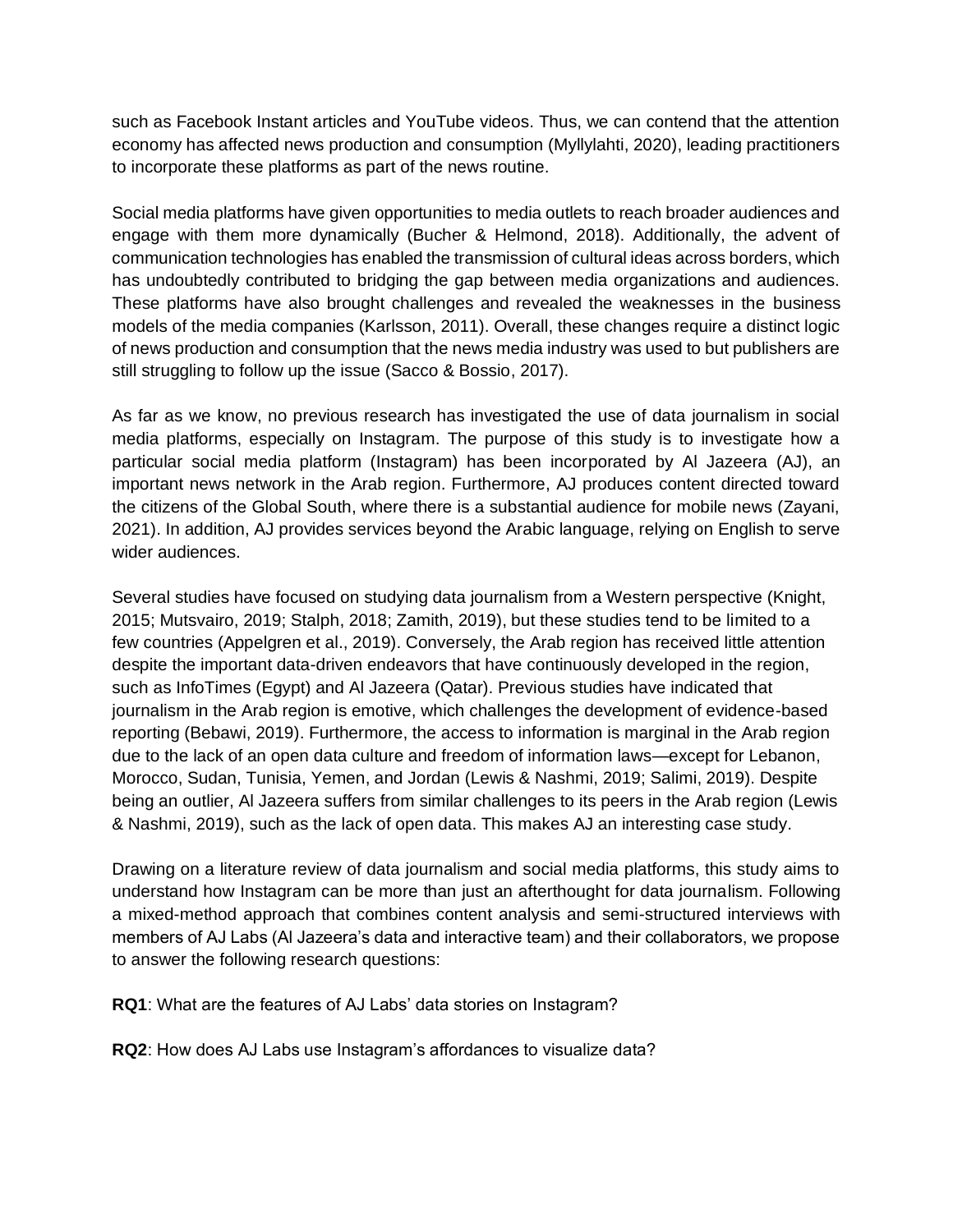such as Facebook Instant articles and YouTube videos. Thus, we can contend that the attention economy has affected news production and consumption (Myllylahti, 2020), leading practitioners to incorporate these platforms as part of the news routine.

Social media platforms have given opportunities to media outlets to reach broader audiences and engage with them more dynamically (Bucher & Helmond, 2018). Additionally, the advent of communication technologies has enabled the transmission of cultural ideas across borders, which has undoubtedly contributed to bridging the gap between media organizations and audiences. These platforms have also brought challenges and revealed the weaknesses in the business models of the media companies (Karlsson, 2011). Overall, these changes require a distinct logic of news production and consumption that the news media industry was used to but publishers are still struggling to follow up the issue (Sacco & Bossio, 2017).

As far as we know, no previous research has investigated the use of data journalism in social media platforms, especially on Instagram. The purpose of this study is to investigate how a particular social media platform (Instagram) has been incorporated by Al Jazeera (AJ), an important news network in the Arab region. Furthermore, AJ produces content directed toward the citizens of the Global South, where there is a substantial audience for mobile news (Zayani, 2021). In addition, AJ provides services beyond the Arabic language, relying on English to serve wider audiences.

Several studies have focused on studying data journalism from a Western perspective (Knight, 2015; Mutsvairo, 2019; Stalph, 2018; Zamith, 2019), but these studies tend to be limited to a few countries (Appelgren et al., 2019). Conversely, the Arab region has received little attention despite the important data-driven endeavors that have continuously developed in the region, such as InfoTimes (Egypt) and Al Jazeera (Qatar). Previous studies have indicated that journalism in the Arab region is emotive, which challenges the development of evidence-based reporting (Bebawi, 2019). Furthermore, the access to information is marginal in the Arab region due to the lack of an open data culture and freedom of information laws—except for Lebanon, Morocco, Sudan, Tunisia, Yemen, and Jordan (Lewis & Nashmi, 2019; Salimi, 2019). Despite being an outlier, Al Jazeera suffers from similar challenges to its peers in the Arab region (Lewis & Nashmi, 2019), such as the lack of open data. This makes AJ an interesting case study.

Drawing on a literature review of data journalism and social media platforms, this study aims to understand how Instagram can be more than just an afterthought for data journalism. Following a mixed-method approach that combines content analysis and semi-structured interviews with members of AJ Labs (Al Jazeera's data and interactive team) and their collaborators, we propose to answer the following research questions:

**RQ1**: What are the features of AJ Labs' data stories on Instagram?

**RQ2**: How does AJ Labs use Instagram's affordances to visualize data?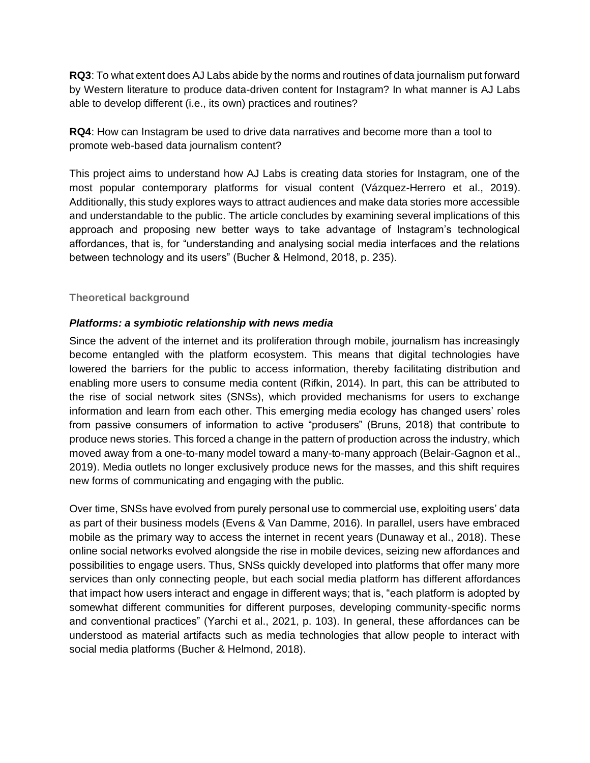**RQ3**: To what extent does AJ Labs abide by the norms and routines of data journalism put forward by Western literature to produce data-driven content for Instagram? In what manner is AJ Labs able to develop different (i.e., its own) practices and routines?

**RQ4**: How can Instagram be used to drive data narratives and become more than a tool to promote web-based data journalism content?

This project aims to understand how AJ Labs is creating data stories for Instagram, one of the most popular contemporary platforms for visual content (Vázquez-Herrero et al., 2019). Additionally, this study explores ways to attract audiences and make data stories more accessible and understandable to the public. The article concludes by examining several implications of this approach and proposing new better ways to take advantage of Instagram's technological affordances, that is, for "understanding and analysing social media interfaces and the relations between technology and its users" (Bucher & Helmond, 2018, p. 235).

## Theoretical background

### *Platforms: a symbiotic relationship with news media*

Since the advent of the internet and its proliferation through mobile, journalism has increasingly become entangled with the platform ecosystem. This means that digital technologies have lowered the barriers for the public to access information, thereby facilitating distribution and enabling more users to consume media content (Rifkin, 2014). In part, this can be attributed to the rise of social network sites (SNSs), which provided mechanisms for users to exchange information and learn from each other. This emerging media ecology has changed users' roles from passive consumers of information to active "produsers" (Bruns, 2018) that contribute to produce news stories. This forced a change in the pattern of production across the industry, which moved away from a one-to-many model toward a many-to-many approach (Belair-Gagnon et al., 2019). Media outlets no longer exclusively produce news for the masses, and this shift requires new forms of communicating and engaging with the public.

Over time, SNSs have evolved from purely personal use to commercial use, exploiting users' data as part of their business models (Evens & Van Damme, 2016). In parallel, users have embraced mobile as the primary way to access the internet in recent years (Dunaway et al., 2018). These online social networks evolved alongside the rise in mobile devices, seizing new affordances and possibilities to engage users. Thus, SNSs quickly developed into platforms that offer many more services than only connecting people, but each social media platform has different affordances that impact how users interact and engage in different ways; that is, "each platform is adopted by somewhat different communities for different purposes, developing community-specific norms and conventional practices" (Yarchi et al., 2021, p. 103). In general, these affordances can be understood as material artifacts such as media technologies that allow people to interact with social media platforms (Bucher & Helmond, 2018).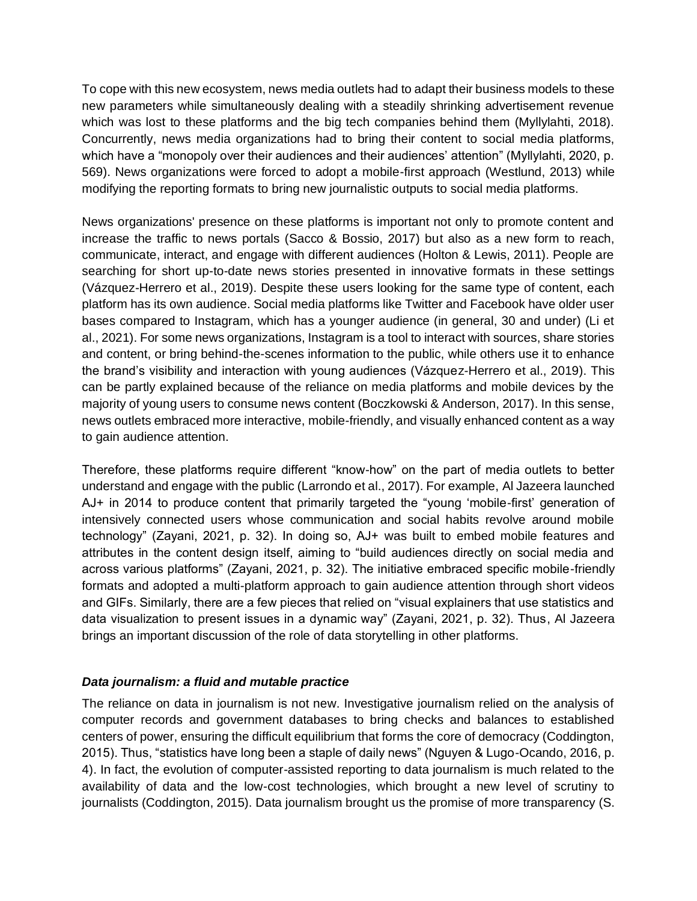To cope with this new ecosystem, news media outlets had to adapt their business models to these new parameters while simultaneously dealing with a steadily shrinking advertisement revenue which was lost to these platforms and the big tech companies behind them (Myllylahti, 2018). Concurrently, news media organizations had to bring their content to social media platforms, which have a "monopoly over their audiences and their audiences' attention" (Myllylahti, 2020, p. 569). News organizations were forced to adopt a mobile-first approach (Westlund, 2013) while modifying the reporting formats to bring new journalistic outputs to social media platforms.

News organizations' presence on these platforms is important not only to promote content and increase the traffic to news portals (Sacco & Bossio, 2017) but also as a new form to reach, communicate, interact, and engage with different audiences (Holton & Lewis, 2011). People are searching for short up-to-date news stories presented in innovative formats in these settings (Vázquez-Herrero et al., 2019). Despite these users looking for the same type of content, each platform has its own audience. Social media platforms like Twitter and Facebook have older user bases compared to Instagram, which has a younger audience (in general, 30 and under) (Li et al., 2021). For some news organizations, Instagram is a tool to interact with sources, share stories and content, or bring behind-the-scenes information to the public, while others use it to enhance the brand's visibility and interaction with young audiences (Vázquez-Herrero et al., 2019). This can be partly explained because of the reliance on media platforms and mobile devices by the majority of young users to consume news content (Boczkowski & Anderson, 2017). In this sense, news outlets embraced more interactive, mobile-friendly, and visually enhanced content as a way to gain audience attention.

Therefore, these platforms require different "know-how" on the part of media outlets to better understand and engage with the public (Larrondo et al., 2017). For example, Al Jazeera launched AJ+ in 2014 to produce content that primarily targeted the "young 'mobile-first' generation of intensively connected users whose communication and social habits revolve around mobile technology" (Zayani, 2021, p. 32). In doing so, AJ+ was built to embed mobile features and attributes in the content design itself, aiming to "build audiences directly on social media and across various platforms" (Zayani, 2021, p. 32). The initiative embraced specific mobile-friendly formats and adopted a multi-platform approach to gain audience attention through short videos and GIFs. Similarly, there are a few pieces that relied on "visual explainers that use statistics and data visualization to present issues in a dynamic way" (Zayani, 2021, p. 32). Thus, Al Jazeera brings an important discussion of the role of data storytelling in other platforms.

### ***Data journalism: a fluid and mutable practice***

The reliance on data in journalism is not new. Investigative journalism relied on the analysis of computer records and government databases to bring checks and balances to established centers of power, ensuring the difficult equilibrium that forms the core of democracy (Coddington, 2015). Thus, "statistics have long been a staple of daily news" (Nguyen & Lugo-Ocando, 2016, p. 4). In fact, the evolution of computer-assisted reporting to data journalism is much related to the availability of data and the low-cost technologies, which brought a new level of scrutiny to journalists (Coddington, 2015). Data journalism brought us the promise of more transparency (S.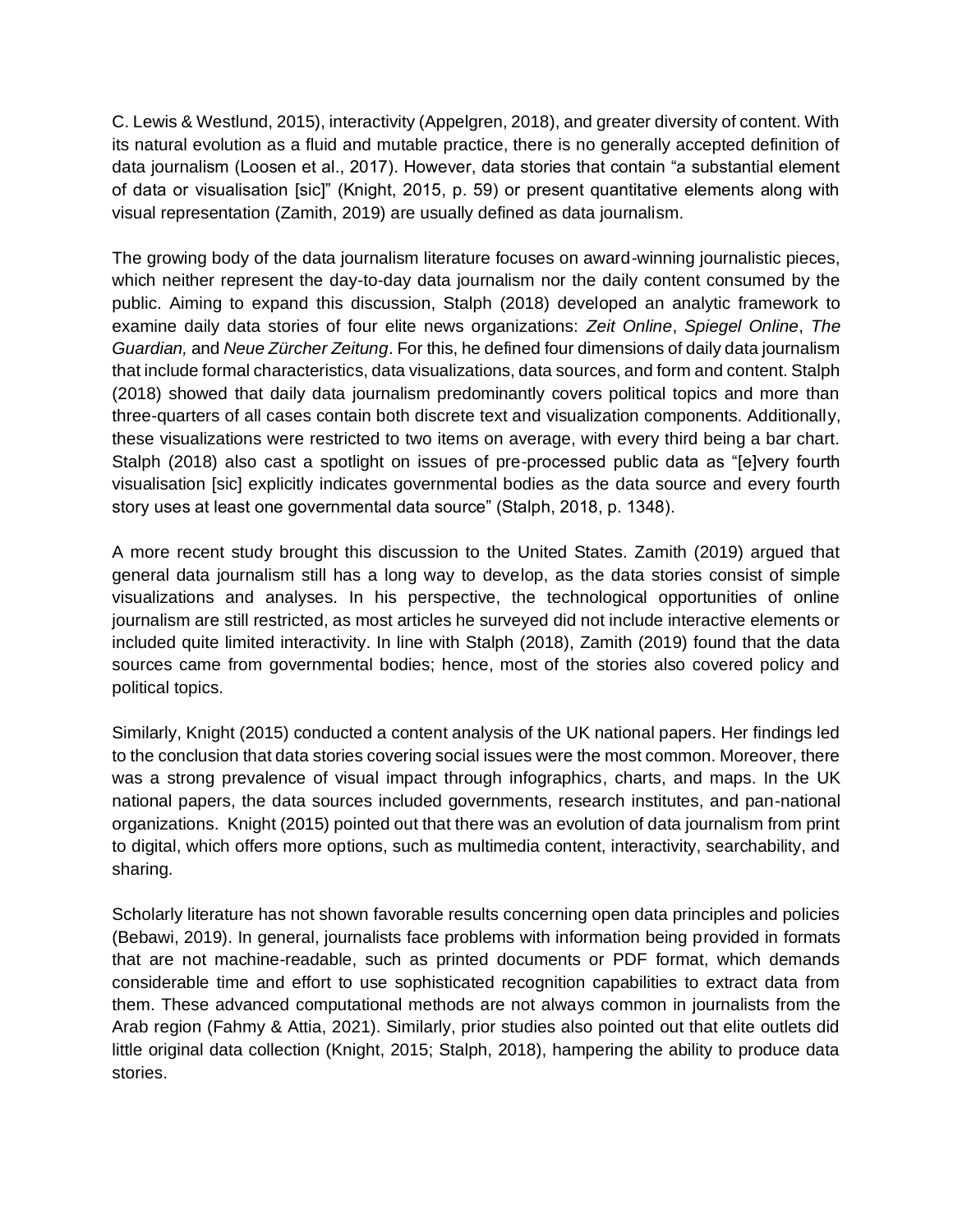C. Lewis & Westlund, 2015), interactivity (Appelgren, 2018), and greater diversity of content. With its natural evolution as a fluid and mutable practice, there is no generally accepted definition of data journalism (Loosen et al., 2017). However, data stories that contain "a substantial element of data or visualisation [sic]" (Knight, 2015, p. 59) or present quantitative elements along with visual representation (Zamith, 2019) are usually defined as data journalism.

The growing body of the data journalism literature focuses on award-winning journalistic pieces, which neither represent the day-to-day data journalism nor the daily content consumed by the public. Aiming to expand this discussion, Stalph (2018) developed an analytic framework to examine daily data stories of four elite news organizations: *Zeit Online*, *Spiegel Online*, *The Guardian,* and *Neue Zürcher Zeitung*. For this, he defined four dimensions of daily data journalism that include formal characteristics, data visualizations, data sources, and form and content. Stalph (2018) showed that daily data journalism predominantly covers political topics and more than three-quarters of all cases contain both discrete text and visualization components. Additionally, these visualizations were restricted to two items on average, with every third being a bar chart. Stalph (2018) also cast a spotlight on issues of pre-processed public data as "[e]very fourth visualisation [sic] explicitly indicates governmental bodies as the data source and every fourth story uses at least one governmental data source" (Stalph, 2018, p. 1348).

A more recent study brought this discussion to the United States. Zamith (2019) argued that general data journalism still has a long way to develop, as the data stories consist of simple visualizations and analyses. In his perspective, the technological opportunities of online journalism are still restricted, as most articles he surveyed did not include interactive elements or included quite limited interactivity. In line with Stalph (2018), Zamith (2019) found that the data sources came from governmental bodies; hence, most of the stories also covered policy and political topics.

Similarly, Knight (2015) conducted a content analysis of the UK national papers. Her findings led to the conclusion that data stories covering social issues were the most common. Moreover, there was a strong prevalence of visual impact through infographics, charts, and maps. In the UK national papers, the data sources included governments, research institutes, and pan-national organizations. Knight (2015) pointed out that there was an evolution of data journalism from print to digital, which offers more options, such as multimedia content, interactivity, searchability, and sharing.

Scholarly literature has not shown favorable results concerning open data principles and policies (Bebawi, 2019). In general, journalists face problems with information being provided in formats that are not machine-readable, such as printed documents or PDF format, which demands considerable time and effort to use sophisticated recognition capabilities to extract data from them. These advanced computational methods are not always common in journalists from the Arab region (Fahmy & Attia, 2021). Similarly, prior studies also pointed out that elite outlets did little original data collection (Knight, 2015; Stalph, 2018), hampering the ability to produce data stories.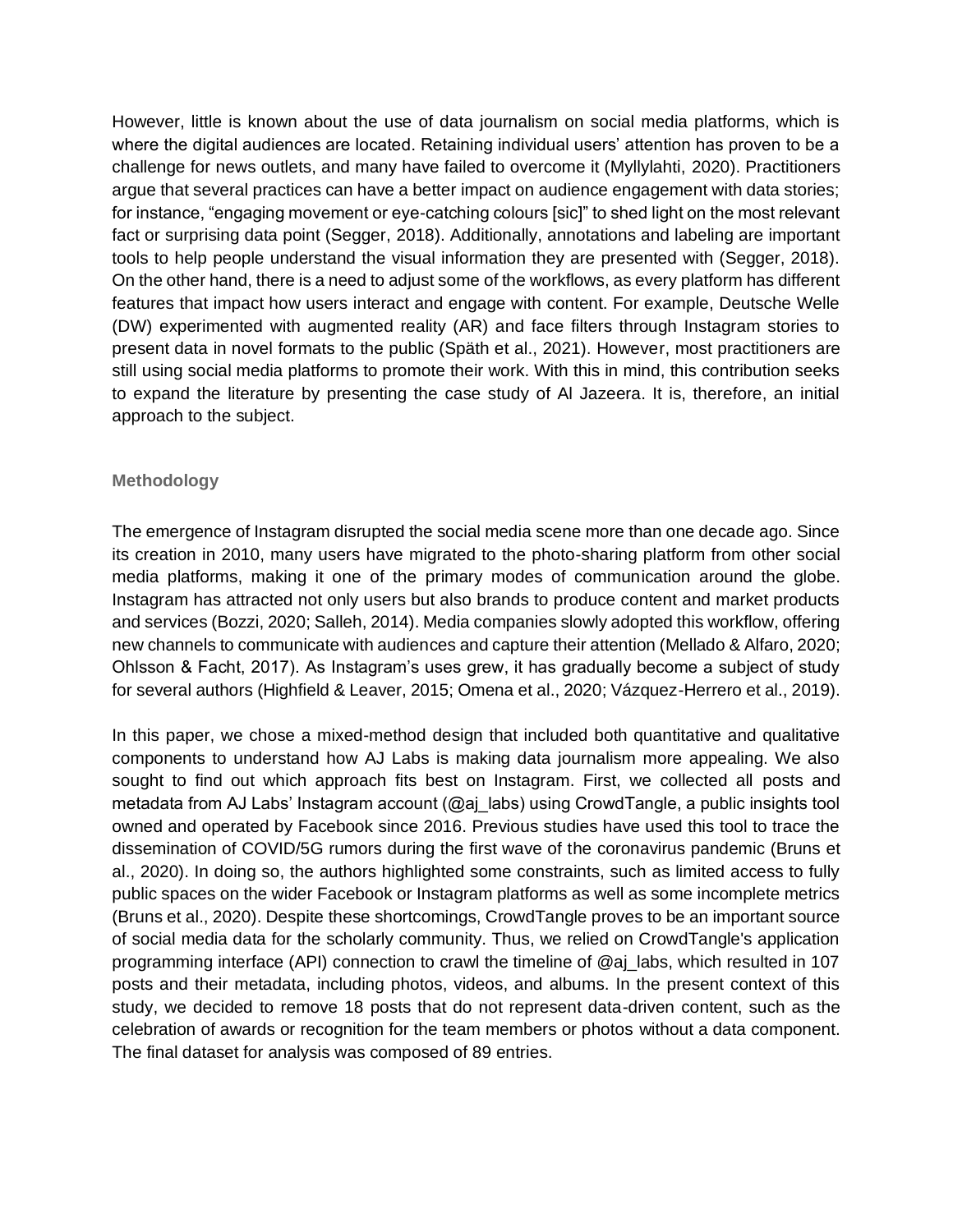However, little is known about the use of data journalism on social media platforms, which is where the digital audiences are located. Retaining individual users' attention has proven to be a challenge for news outlets, and many have failed to overcome it (Myllylahti, 2020). Practitioners argue that several practices can have a better impact on audience engagement with data stories; for instance, "engaging movement or eye-catching colours [sic]" to shed light on the most relevant fact or surprising data point (Segger, 2018). Additionally, annotations and labeling are important tools to help people understand the visual information they are presented with (Segger, 2018). On the other hand, there is a need to adjust some of the workflows, as every platform has different features that impact how users interact and engage with content. For example, Deutsche Welle (DW) experimented with augmented reality (AR) and face filters through Instagram stories to present data in novel formats to the public (Späth et al., 2021). However, most practitioners are still using social media platforms to promote their work. With this in mind, this contribution seeks to expand the literature by presenting the case study of Al Jazeera. It is, therefore, an initial approach to the subject.

## Methodology

The emergence of Instagram disrupted the social media scene more than one decade ago. Since its creation in 2010, many users have migrated to the photo-sharing platform from other social media platforms, making it one of the primary modes of communication around the globe. Instagram has attracted not only users but also brands to produce content and market products and services (Bozzi, 2020; Salleh, 2014). Media companies slowly adopted this workflow, offering new channels to communicate with audiences and capture their attention (Mellado & Alfaro, 2020; Ohlsson & Facht, 2017). As Instagram's uses grew, it has gradually become a subject of study for several authors (Highfield & Leaver, 2015; Omena et al., 2020; Vázquez-Herrero et al., 2019).

In this paper, we chose a mixed-method design that included both quantitative and qualitative components to understand how AJ Labs is making data journalism more appealing. We also sought to find out which approach fits best on Instagram. First, we collected all posts and metadata from AJ Labs' Instagram account (@aj_labs) using CrowdTangle, a public insights tool owned and operated by Facebook since 2016. Previous studies have used this tool to trace the dissemination of COVID/5G rumors during the first wave of the coronavirus pandemic (Bruns et al., 2020). In doing so, the authors highlighted some constraints, such as limited access to fully public spaces on the wider Facebook or Instagram platforms as well as some incomplete metrics (Bruns et al., 2020). Despite these shortcomings, CrowdTangle proves to be an important source of social media data for the scholarly community. Thus, we relied on CrowdTangle's application programming interface (API) connection to crawl the timeline of @aj_labs, which resulted in 107 posts and their metadata, including photos, videos, and albums. In the present context of this study, we decided to remove 18 posts that do not represent data-driven content, such as the celebration of awards or recognition for the team members or photos without a data component. The final dataset for analysis was composed of 89 entries.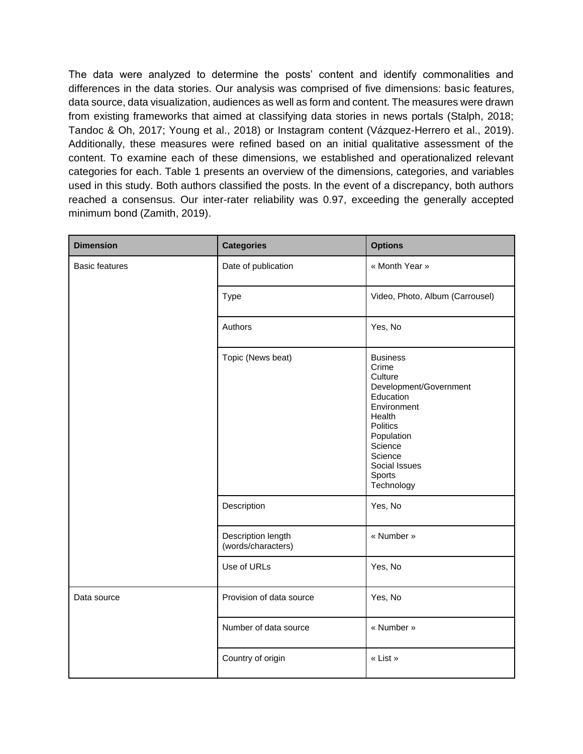The data were analyzed to determine the posts' content and identify commonalities and differences in the data stories. Our analysis was comprised of five dimensions: basic features, data source, data visualization, audiences as well as form and content. The measures were drawn from existing frameworks that aimed at classifying data stories in news portals (Stalph, 2018; Tandoc & Oh, 2017; Young et al., 2018) or Instagram content (Vázquez-Herrero et al., 2019). Additionally, these measures were refined based on an initial qualitative assessment of the content. To examine each of these dimensions, we established and operationalized relevant categories for each. Table 1 presents an overview of the dimensions, categories, and variables used in this study. Both authors classified the posts. In the event of a discrepancy, both authors reached a consensus. Our inter-rater reliability was 0.97, exceeding the generally accepted minimum bond (Zamith, 2019).

| Dimension | Categories | Options |
|---|---|---|
| Basic features | Date of publication | « Month Year » |
| | Type | Video, Photo, Album (Carrousel) |
| | Authors | Yes, No |
| | Topic (News beat) | Business<br>Crime<br>Culture<br>Development/Government<br>Education<br>Environment<br>Health<br>Politics<br>Population<br>Science<br>Science<br>Social Issues<br>Sports<br>Technology |
| | Description | Yes, No |
| | Description length (words/characters) | « Number » |
| | Use of URLs | Yes, No |
| Data source | Provision of data source | Yes, No |
| | Number of data source | « Number » |
| | Country of origin | « List » |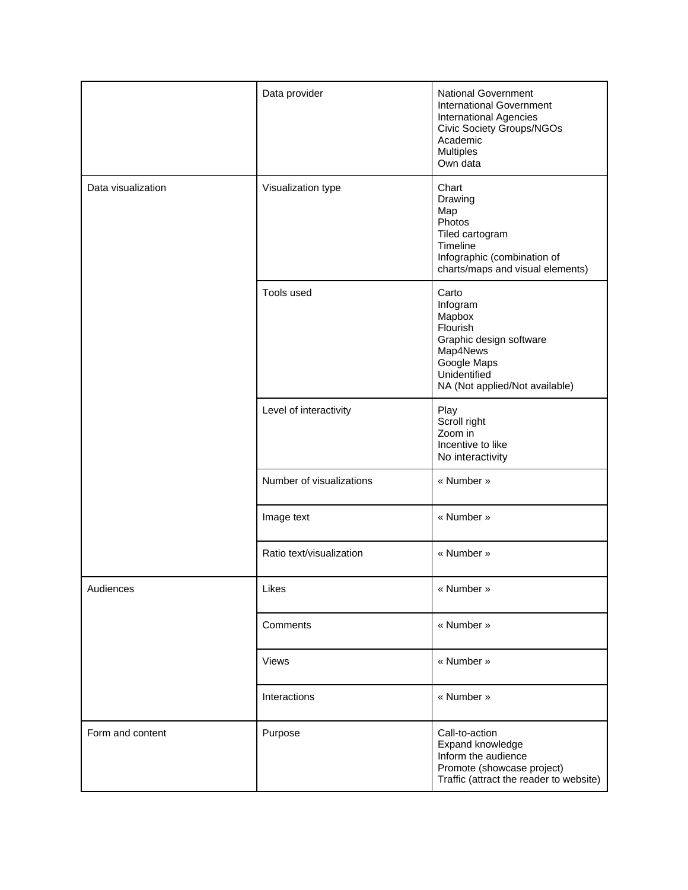| | | |
|---|---|---|
| | Data provider | National Government<br>International Government<br>International Agencies<br>Civic Society Groups/NGOs<br>Academic<br>Multiples<br>Own data |
| Data visualization | Visualization type | Chart<br>Drawing<br>Map<br>Photos<br>Tiled cartogram<br>Timeline<br>Infographic (combination of charts/maps and visual elements) |
| | Tools used | Carto<br>Infogram<br>Mapbox<br>Flourish<br>Graphic design software<br>Map4News<br>Google Maps<br>Unidentified<br>NA (Not applied/Not available) |
| | Level of interactivity | Play<br>Scroll right<br>Zoom in<br>Incentive to like<br>No interactivity |
| | Number of visualizations | « Number » |
| | Image text | « Number » |
| | Ratio text/visualization | « Number » |
| Audiences | Likes | « Number » |
| | Comments | « Number » |
| | Views | « Number » |
| | Interactions | « Number » |
| Form and content | Purpose | Call-to-action<br>Expand knowledge<br>Inform the audience<br>Promote (showcase project)<br>Traffic (attract the reader to website) |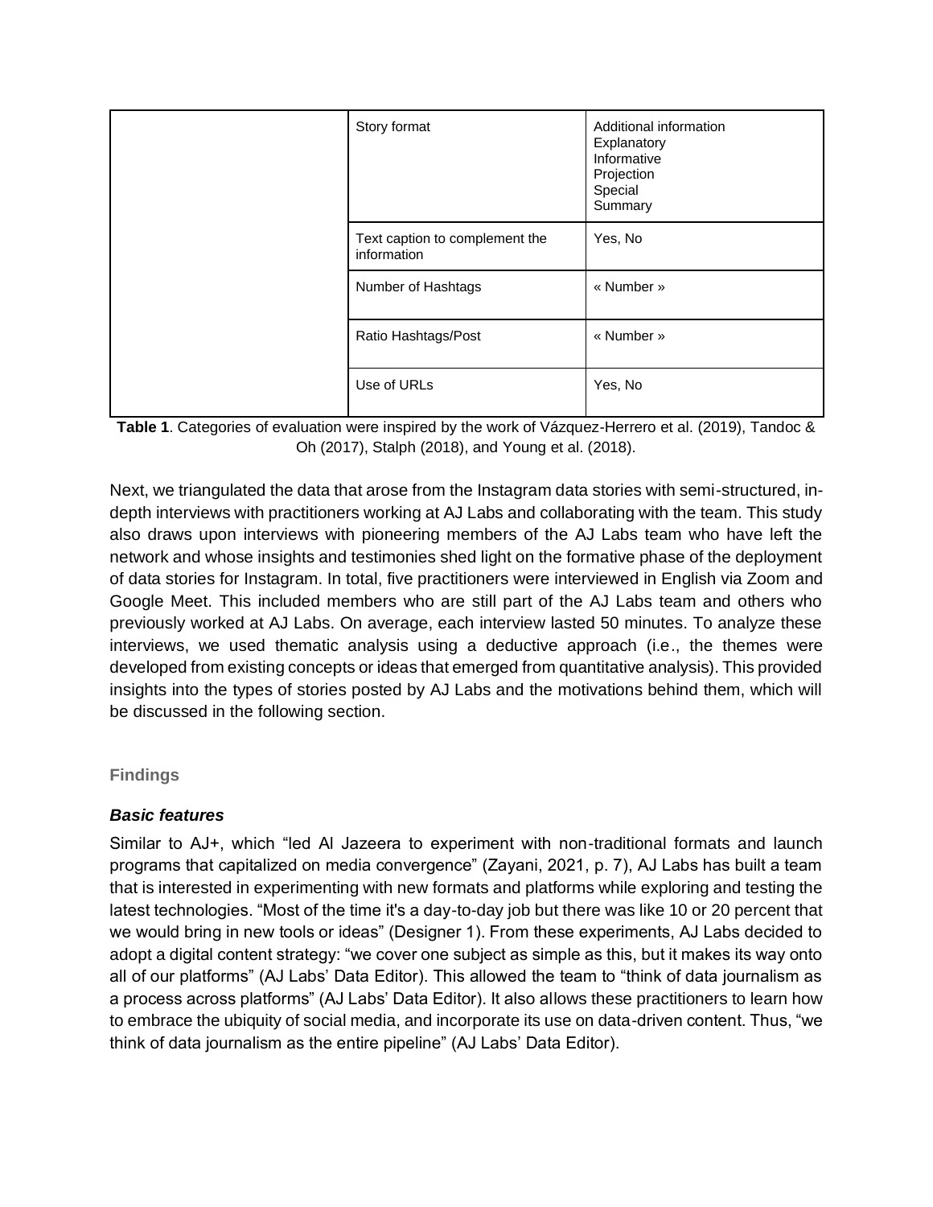| | | |
|---|---|---|
| | Story format | Additional information<br>Explanatory<br>Informative<br>Projection<br>Special<br>Summary |
| | Text caption to complement the information | Yes, No |
| | Number of Hashtags | « Number » |
| | Ratio Hashtags/Post | « Number » |
| | Use of URLs | Yes, No |

**Table 1**. Categories of evaluation were inspired by the work of Vázquez-Herrero et al. (2019), Tandoc & Oh (2017), Stalph (2018), and Young et al. (2018).

Next, we triangulated the data that arose from the Instagram data stories with semi-structured, in-depth interviews with practitioners working at AJ Labs and collaborating with the team. This study also draws upon interviews with pioneering members of the AJ Labs team who have left the network and whose insights and testimonies shed light on the formative phase of the deployment of data stories for Instagram. In total, five practitioners were interviewed in English via Zoom and Google Meet. This included members who are still part of the AJ Labs team and others who previously worked at AJ Labs. On average, each interview lasted 50 minutes. To analyze these interviews, we used thematic analysis using a deductive approach (i.e., the themes were developed from existing concepts or ideas that emerged from quantitative analysis). This provided insights into the types of stories posted by AJ Labs and the motivations behind them, which will be discussed in the following section.

## Findings

### *Basic features*

Similar to AJ+, which "led Al Jazeera to experiment with non-traditional formats and launch programs that capitalized on media convergence" (Zayani, 2021, p. 7), AJ Labs has built a team that is interested in experimenting with new formats and platforms while exploring and testing the latest technologies. "Most of the time it's a day-to-day job but there was like 10 or 20 percent that we would bring in new tools or ideas" (Designer 1). From these experiments, AJ Labs decided to adopt a digital content strategy: "we cover one subject as simple as this, but it makes its way onto all of our platforms" (AJ Labs' Data Editor). This allowed the team to "think of data journalism as a process across platforms" (AJ Labs' Data Editor). It also allows these practitioners to learn how to embrace the ubiquity of social media, and incorporate its use on data-driven content. Thus, "we think of data journalism as the entire pipeline" (AJ Labs' Data Editor).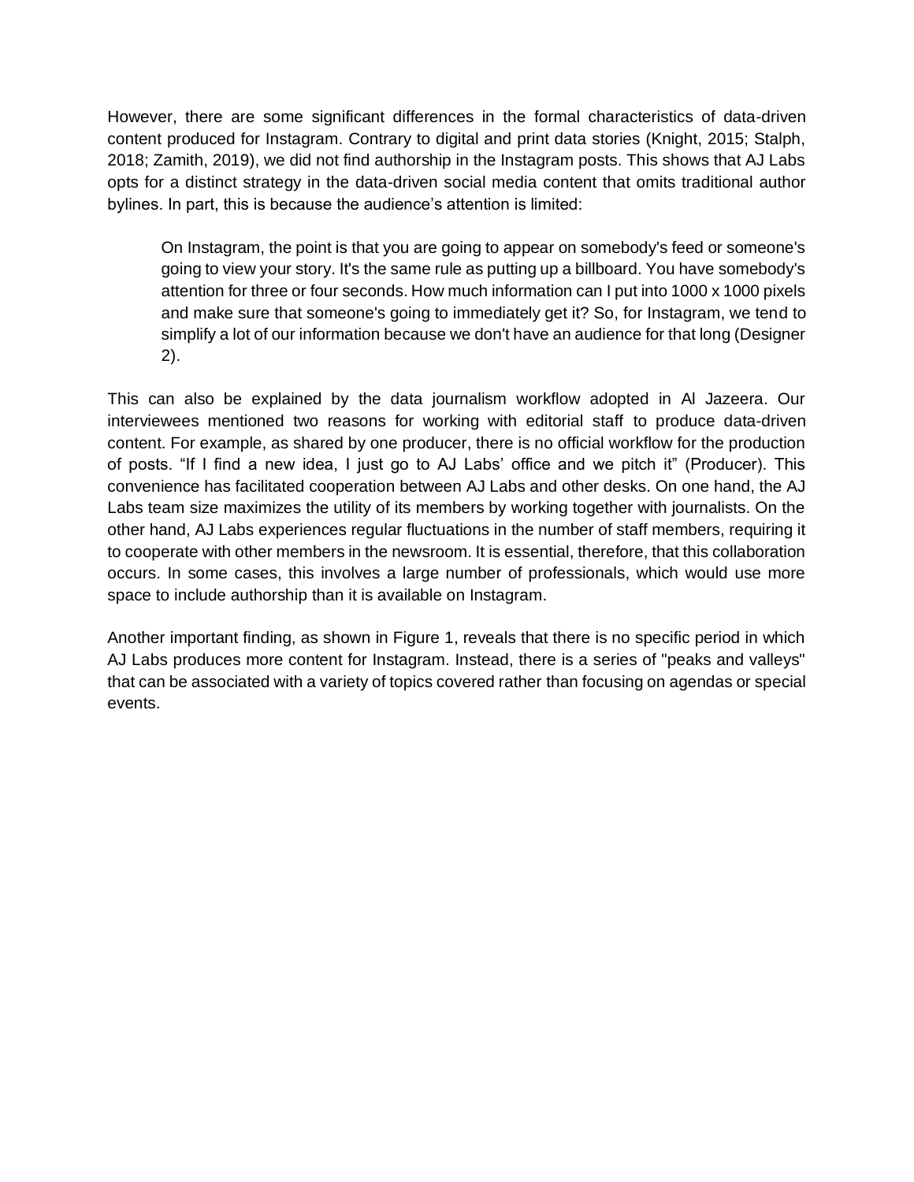However, there are some significant differences in the formal characteristics of data-driven content produced for Instagram. Contrary to digital and print data stories (Knight, 2015; Stalph, 2018; Zamith, 2019), we did not find authorship in the Instagram posts. This shows that AJ Labs opts for a distinct strategy in the data-driven social media content that omits traditional author bylines. In part, this is because the audience's attention is limited:

> On Instagram, the point is that you are going to appear on somebody's feed or someone's going to view your story. It's the same rule as putting up a billboard. You have somebody's attention for three or four seconds. How much information can I put into 1000 x 1000 pixels and make sure that someone's going to immediately get it? So, for Instagram, we tend to simplify a lot of our information because we don't have an audience for that long (Designer 2).

This can also be explained by the data journalism workflow adopted in Al Jazeera. Our interviewees mentioned two reasons for working with editorial staff to produce data-driven content. For example, as shared by one producer, there is no official workflow for the production of posts. "If I find a new idea, I just go to AJ Labs' office and we pitch it" (Producer). This convenience has facilitated cooperation between AJ Labs and other desks. On one hand, the AJ Labs team size maximizes the utility of its members by working together with journalists. On the other hand, AJ Labs experiences regular fluctuations in the number of staff members, requiring it to cooperate with other members in the newsroom. It is essential, therefore, that this collaboration occurs. In some cases, this involves a large number of professionals, which would use more space to include authorship than it is available on Instagram.

Another important finding, as shown in Figure 1, reveals that there is no specific period in which AJ Labs produces more content for Instagram. Instead, there is a series of "peaks and valleys" that can be associated with a variety of topics covered rather than focusing on agendas or special events.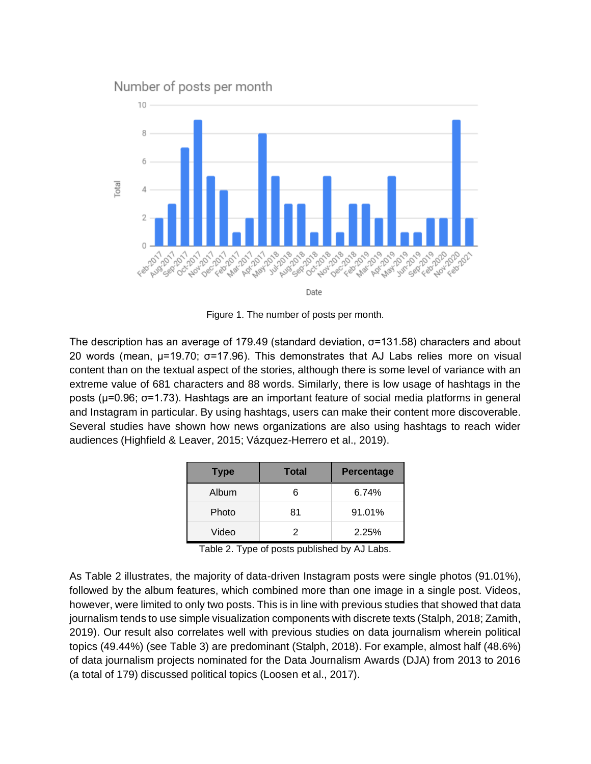Figure 1. The number of posts per month.

The description has an average of 179.49 (standard deviation, σ=131.58) characters and about 20 words (mean, μ=19.70; σ=17.96). This demonstrates that AJ Labs relies more on visual content than on the textual aspect of the stories, although there is some level of variance with an extreme value of 681 characters and 88 words. Similarly, there is low usage of hashtags in the posts (μ=0.96; σ=1.73). Hashtags are an important feature of social media platforms in general and Instagram in particular. By using hashtags, users can make their content more discoverable. Several studies have shown how news organizations are also using hashtags to reach wider audiences (Highfield & Leaver, 2015; Vázquez-Herrero et al., 2019).

| Type | Total | Percentage |
|---|---|---|
| Album | 6 | 6.74% |
| Photo | 81 | 91.01% |
| Video | 2 | 2.25% |

Table 2. Type of posts published by AJ Labs.

As Table 2 illustrates, the majority of data-driven Instagram posts were single photos (91.01%), followed by the album features, which combined more than one image in a single post. Videos, however, were limited to only two posts. This is in line with previous studies that showed that data journalism tends to use simple visualization components with discrete texts (Stalph, 2018; Zamith, 2019). Our result also correlates well with previous studies on data journalism wherein political topics (49.44%) (see Table 3) are predominant (Stalph, 2018). For example, almost half (48.6%) of data journalism projects nominated for the Data Journalism Awards (DJA) from 2013 to 2016 (a total of 179) discussed political topics (Loosen et al., 2017).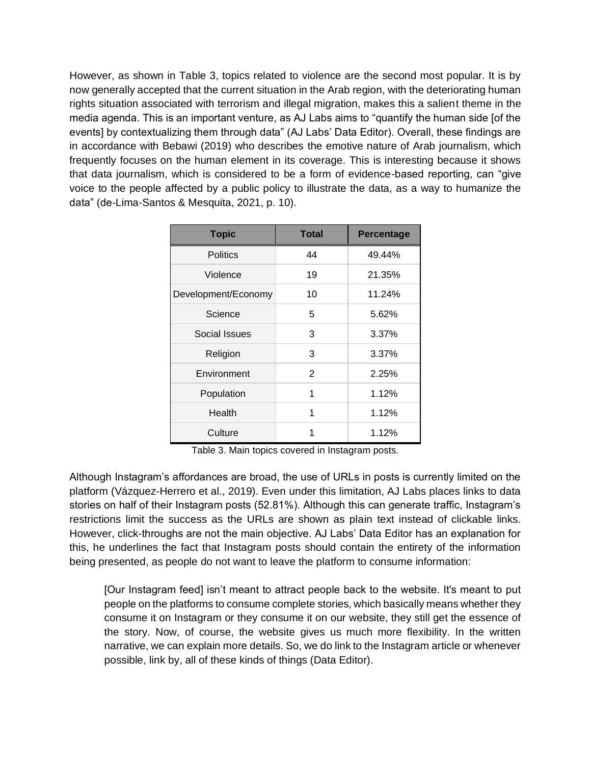However, as shown in Table 3, topics related to violence are the second most popular. It is by now generally accepted that the current situation in the Arab region, with the deteriorating human rights situation associated with terrorism and illegal migration, makes this a salient theme in the media agenda. This is an important venture, as AJ Labs aims to "quantify the human side [of the events] by contextualizing them through data" (AJ Labs' Data Editor). Overall, these findings are in accordance with Bebawi (2019) who describes the emotive nature of Arab journalism, which frequently focuses on the human element in its coverage. This is interesting because it shows that data journalism, which is considered to be a form of evidence-based reporting, can "give voice to the people affected by a public policy to illustrate the data, as a way to humanize the data" (de-Lima-Santos & Mesquita, 2021, p. 10).

| Topic | Total | Percentage |
|---|---|---|
| Politics | 44 | 49.44% |
| Violence | 19 | 21.35% |
| Development/Economy | 10 | 11.24% |
| Science | 5 | 5.62% |
| Social Issues | 3 | 3.37% |
| Religion | 3 | 3.37% |
| Environment | 2 | 2.25% |
| Population | 1 | 1.12% |
| Health | 1 | 1.12% |
| Culture | 1 | 1.12% |

Table 3. Main topics covered in Instagram posts.

Although Instagram's affordances are broad, the use of URLs in posts is currently limited on the platform (Vázquez-Herrero et al., 2019). Even under this limitation, AJ Labs places links to data stories on half of their Instagram posts (52.81%). Although this can generate traffic, Instagram's restrictions limit the success as the URLs are shown as plain text instead of clickable links. However, click-throughs are not the main objective. AJ Labs' Data Editor has an explanation for this, he underlines the fact that Instagram posts should contain the entirety of the information being presented, as people do not want to leave the platform to consume information:

> [Our Instagram feed] isn't meant to attract people back to the website. It's meant to put people on the platforms to consume complete stories, which basically means whether they consume it on Instagram or they consume it on our website, they still get the essence of the story. Now, of course, the website gives us much more flexibility. In the written narrative, we can explain more details. So, we do link to the Instagram article or whenever possible, link by, all of these kinds of things (Data Editor).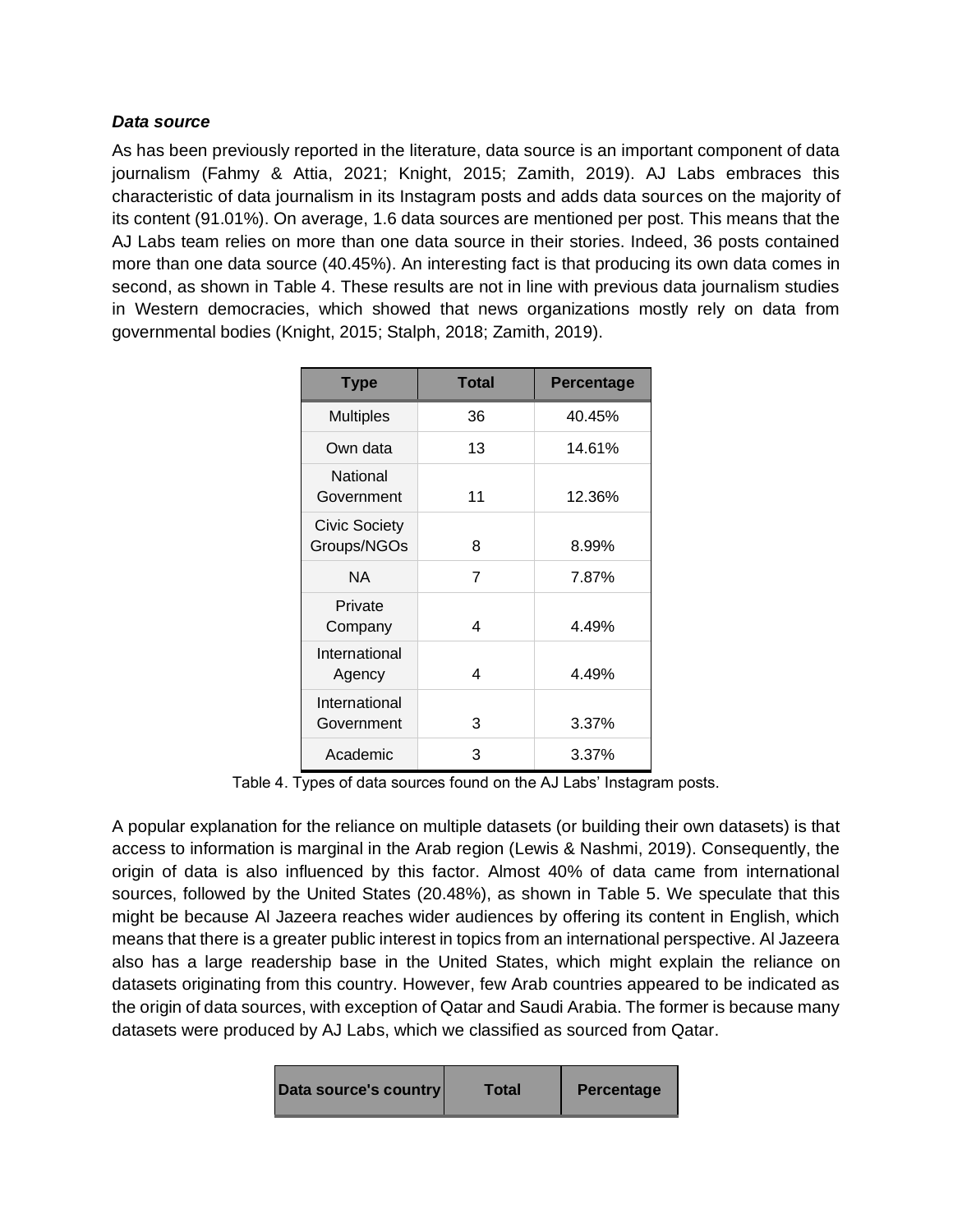### ***Data source***

As has been previously reported in the literature, data source is an important component of data journalism (Fahmy & Attia, 2021; Knight, 2015; Zamith, 2019). AJ Labs embraces this characteristic of data journalism in its Instagram posts and adds data sources on the majority of its content (91.01%). On average, 1.6 data sources are mentioned per post. This means that the AJ Labs team relies on more than one data source in their stories. Indeed, 36 posts contained more than one data source (40.45%). An interesting fact is that producing its own data comes in second, as shown in Table 4. These results are not in line with previous data journalism studies in Western democracies, which showed that news organizations mostly rely on data from governmental bodies (Knight, 2015; Stalph, 2018; Zamith, 2019).

| Type | Total | Percentage |
|---|---|---|
| Multiples | 36 | 40.45% |
| Own data | 13 | 14.61% |
| National Government | 11 | 12.36% |
| Civic Society Groups/NGOs | 8 | 8.99% |
| NA | 7 | 7.87% |
| Private Company | 4 | 4.49% |
| International Agency | 4 | 4.49% |
| International Government | 3 | 3.37% |
| Academic | 3 | 3.37% |

Table 4. Types of data sources found on the AJ Labs' Instagram posts.

A popular explanation for the reliance on multiple datasets (or building their own datasets) is that access to information is marginal in the Arab region (Lewis & Nashmi, 2019). Consequently, the origin of data is also influenced by this factor. Almost 40% of data came from international sources, followed by the United States (20.48%), as shown in Table 5. We speculate that this might be because Al Jazeera reaches wider audiences by offering its content in English, which means that there is a greater public interest in topics from an international perspective. Al Jazeera also has a large readership base in the United States, which might explain the reliance on datasets originating from this country. However, few Arab countries appeared to be indicated as the origin of data sources, with exception of Qatar and Saudi Arabia. The former is because many datasets were produced by AJ Labs, which we classified as sourced from Qatar.

| Data source's country | Total | Percentage |
|---|---|---|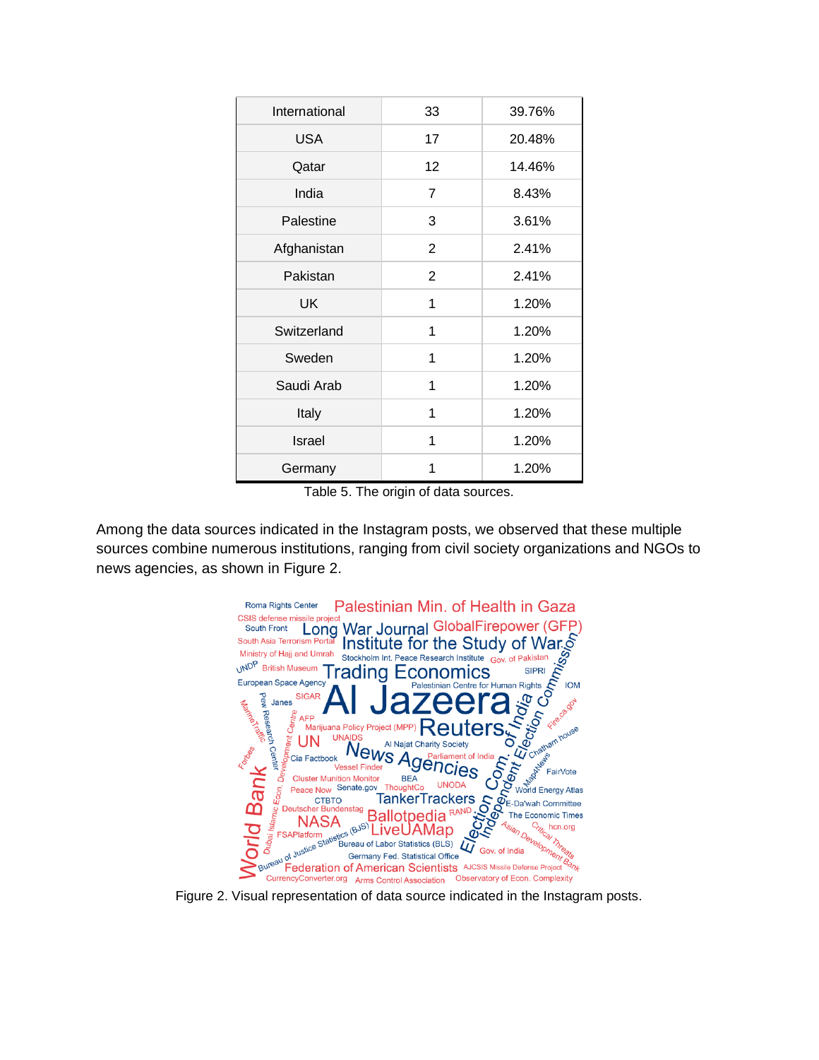| International | 33 | 39.76% |
|---|---|---|
| USA | 17 | 20.48% |
| Qatar | 12 | 14.46% |
| India | 7 | 8.43% |
| Palestine | 3 | 3.61% |
| Afghanistan | 2 | 2.41% |
| Pakistan | 2 | 2.41% |
| UK | 1 | 1.20% |
| Switzerland | 1 | 1.20% |
| Sweden | 1 | 1.20% |
| Saudi Arab | 1 | 1.20% |
| Italy | 1 | 1.20% |
| Israel | 1 | 1.20% |
| Germany | 1 | 1.20% |

Table 5. The origin of data sources.

Among the data sources indicated in the Instagram posts, we observed that these multiple sources combine numerous institutions, ranging from civil society organizations and NGOs to news agencies, as shown in Figure 2.

Figure 2. Visual representation of data source indicated in the Instagram posts.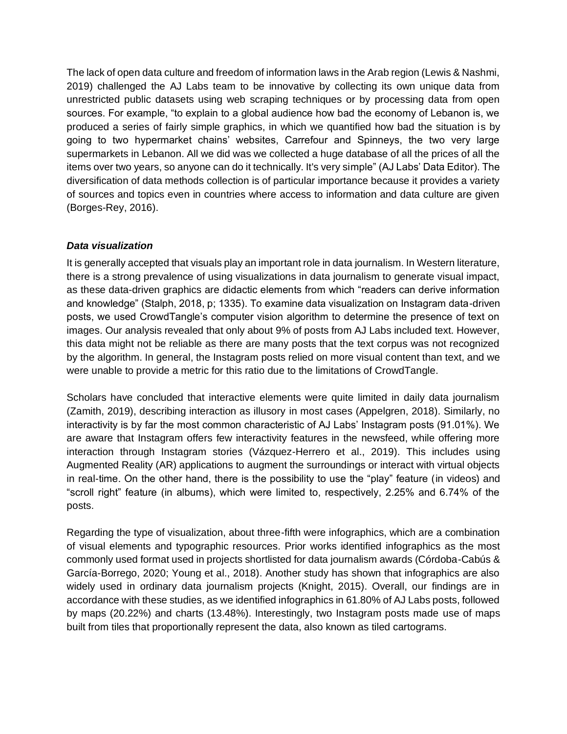The lack of open data culture and freedom of information laws in the Arab region (Lewis & Nashmi, 2019) challenged the AJ Labs team to be innovative by collecting its own unique data from unrestricted public datasets using web scraping techniques or by processing data from open sources. For example, "to explain to a global audience how bad the economy of Lebanon is, we produced a series of fairly simple graphics, in which we quantified how bad the situation is by going to two hypermarket chains' websites, Carrefour and Spinneys, the two very large supermarkets in Lebanon. All we did was we collected a huge database of all the prices of all the items over two years, so anyone can do it technically. It's very simple" (AJ Labs' Data Editor). The diversification of data methods collection is of particular importance because it provides a variety of sources and topics even in countries where access to information and data culture are given (Borges-Rey, 2016).

### *Data visualization*

It is generally accepted that visuals play an important role in data journalism. In Western literature, there is a strong prevalence of using visualizations in data journalism to generate visual impact, as these data-driven graphics are didactic elements from which "readers can derive information and knowledge" (Stalph, 2018, p; 1335). To examine data visualization on Instagram data-driven posts, we used CrowdTangle's computer vision algorithm to determine the presence of text on images. Our analysis revealed that only about 9% of posts from AJ Labs included text. However, this data might not be reliable as there are many posts that the text corpus was not recognized by the algorithm. In general, the Instagram posts relied on more visual content than text, and we were unable to provide a metric for this ratio due to the limitations of CrowdTangle.

Scholars have concluded that interactive elements were quite limited in daily data journalism (Zamith, 2019), describing interaction as illusory in most cases (Appelgren, 2018). Similarly, no interactivity is by far the most common characteristic of AJ Labs' Instagram posts (91.01%). We are aware that Instagram offers few interactivity features in the newsfeed, while offering more interaction through Instagram stories (Vázquez-Herrero et al., 2019). This includes using Augmented Reality (AR) applications to augment the surroundings or interact with virtual objects in real-time. On the other hand, there is the possibility to use the "play" feature (in videos) and "scroll right" feature (in albums), which were limited to, respectively, 2.25% and 6.74% of the posts.

Regarding the type of visualization, about three-fifth were infographics, which are a combination of visual elements and typographic resources. Prior works identified infographics as the most commonly used format used in projects shortlisted for data journalism awards (Córdoba-Cabús & García-Borrego, 2020; Young et al., 2018). Another study has shown that infographics are also widely used in ordinary data journalism projects (Knight, 2015). Overall, our findings are in accordance with these studies, as we identified infographics in 61.80% of AJ Labs posts, followed by maps (20.22%) and charts (13.48%). Interestingly, two Instagram posts made use of maps built from tiles that proportionally represent the data, also known as tiled cartograms.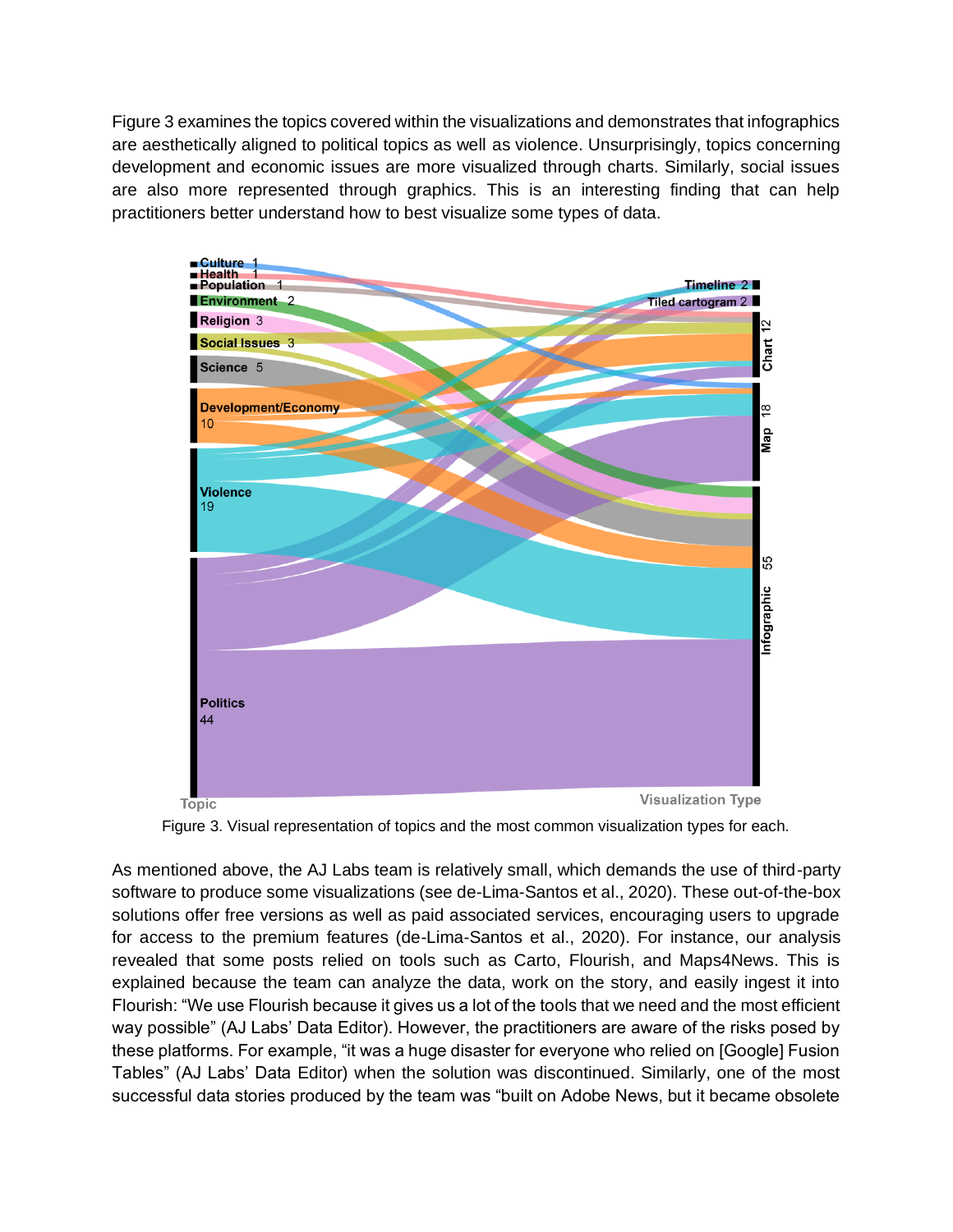Figure 3 examines the topics covered within the visualizations and demonstrates that infographics are aesthetically aligned to political topics as well as violence. Unsurprisingly, topics concerning development and economic issues are more visualized through charts. Similarly, social issues are also more represented through graphics. This is an interesting finding that can help practitioners better understand how to best visualize some types of data.

Figure 3. Visual representation of topics and the most common visualization types for each.

As mentioned above, the AJ Labs team is relatively small, which demands the use of third-party software to produce some visualizations (see de-Lima-Santos et al., 2020). These out-of-the-box solutions offer free versions as well as paid associated services, encouraging users to upgrade for access to the premium features (de-Lima-Santos et al., 2020). For instance, our analysis revealed that some posts relied on tools such as Carto, Flourish, and Maps4News. This is explained because the team can analyze the data, work on the story, and easily ingest it into Flourish: "We use Flourish because it gives us a lot of the tools that we need and the most efficient way possible" (AJ Labs' Data Editor). However, the practitioners are aware of the risks posed by these platforms. For example, "it was a huge disaster for everyone who relied on [Google] Fusion Tables" (AJ Labs' Data Editor) when the solution was discontinued. Similarly, one of the most successful data stories produced by the team was "built on Adobe News, but it became obsolete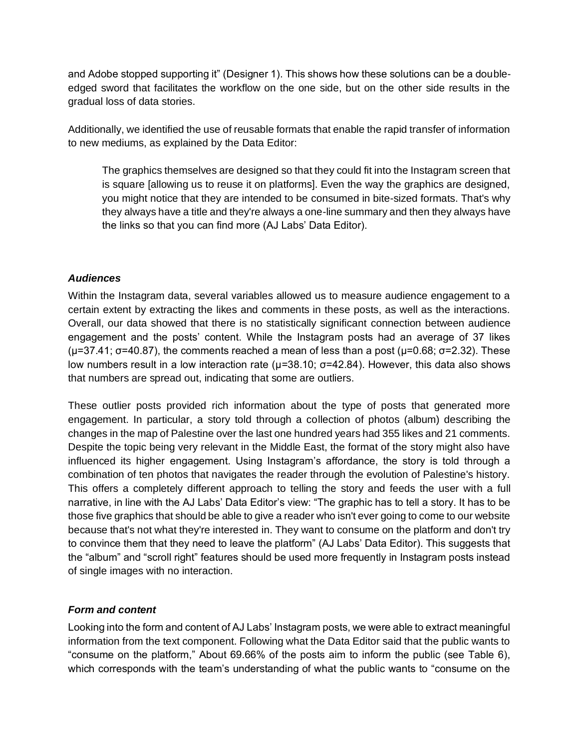and Adobe stopped supporting it" (Designer 1). This shows how these solutions can be a double-edged sword that facilitates the workflow on the one side, but on the other side results in the gradual loss of data stories.

Additionally, we identified the use of reusable formats that enable the rapid transfer of information to new mediums, as explained by the Data Editor:

> The graphics themselves are designed so that they could fit into the Instagram screen that is square [allowing us to reuse it on platforms]. Even the way the graphics are designed, you might notice that they are intended to be consumed in bite-sized formats. That's why they always have a title and they're always a one-line summary and then they always have the links so that you can find more (AJ Labs' Data Editor).

### *Audiences*

Within the Instagram data, several variables allowed us to measure audience engagement to a certain extent by extracting the likes and comments in these posts, as well as the interactions. Overall, our data showed that there is no statistically significant connection between audience engagement and the posts' content. While the Instagram posts had an average of 37 likes ($\mu$=37.41; $\sigma$=40.87), the comments reached a mean of less than a post ($\mu$=0.68; $\sigma$=2.32). These low numbers result in a low interaction rate ($\mu$=38.10; $\sigma$=42.84). However, this data also shows that numbers are spread out, indicating that some are outliers.

These outlier posts provided rich information about the type of posts that generated more engagement. In particular, a story told through a collection of photos (album) describing the changes in the map of Palestine over the last one hundred years had 355 likes and 21 comments. Despite the topic being very relevant in the Middle East, the format of the story might also have influenced its higher engagement. Using Instagram's affordance, the story is told through a combination of ten photos that navigates the reader through the evolution of Palestine's history. This offers a completely different approach to telling the story and feeds the user with a full narrative, in line with the AJ Labs' Data Editor's view: "The graphic has to tell a story. It has to be those five graphics that should be able to give a reader who isn't ever going to come to our website because that's not what they're interested in. They want to consume on the platform and don't try to convince them that they need to leave the platform" (AJ Labs' Data Editor). This suggests that the "album" and "scroll right" features should be used more frequently in Instagram posts instead of single images with no interaction.

### *Form and content*

Looking into the form and content of AJ Labs' Instagram posts, we were able to extract meaningful information from the text component. Following what the Data Editor said that the public wants to "consume on the platform," About 69.66% of the posts aim to inform the public (see Table 6), which corresponds with the team's understanding of what the public wants to "consume on the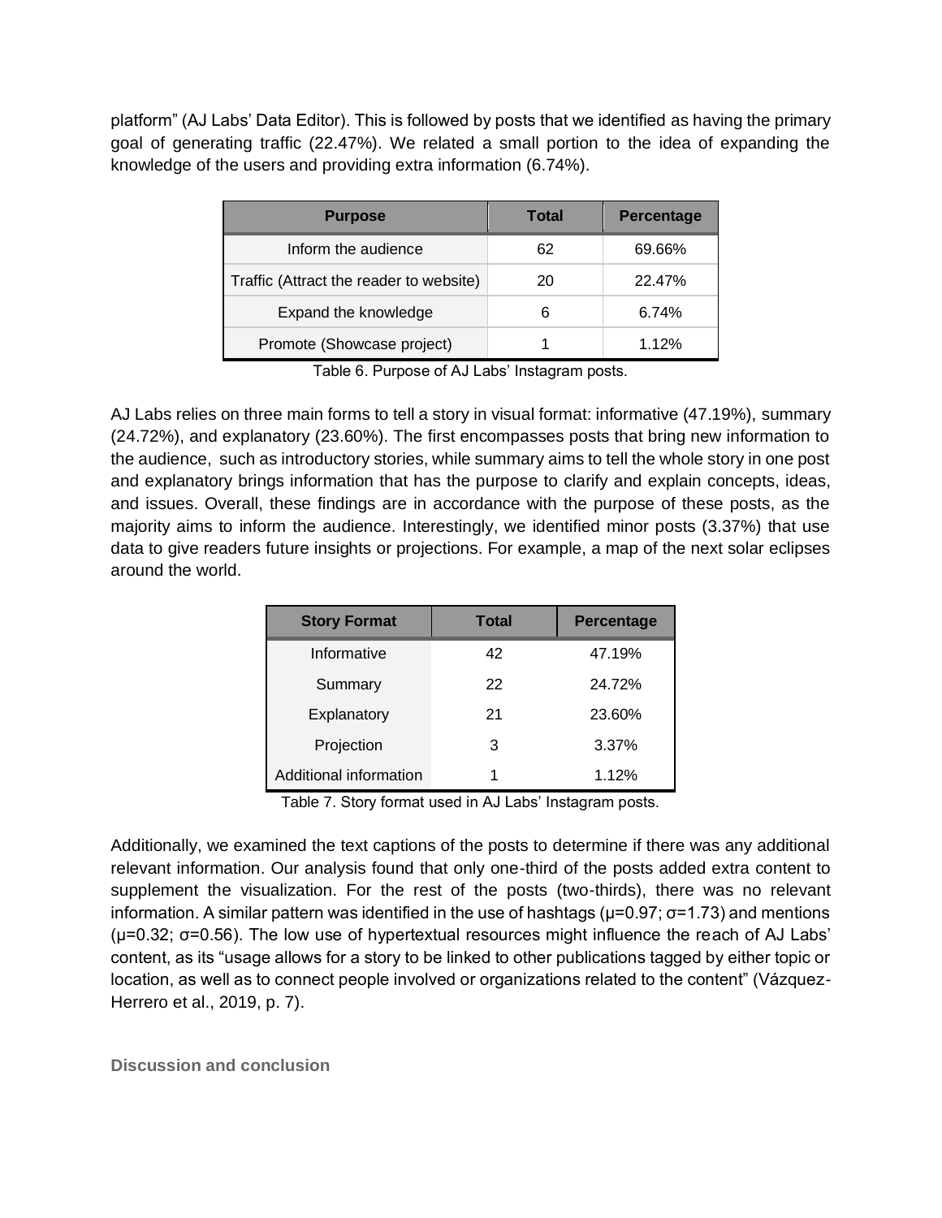platform" (AJ Labs' Data Editor). This is followed by posts that we identified as having the primary goal of generating traffic (22.47%). We related a small portion to the idea of expanding the knowledge of the users and providing extra information (6.74%).

| Purpose | Total | Percentage |
|---|---|---|
| Inform the audience | 62 | 69.66% |
| Traffic (Attract the reader to website) | 20 | 22.47% |
| Expand the knowledge | 6 | 6.74% |
| Promote (Showcase project) | 1 | 1.12% |

Table 6. Purpose of AJ Labs' Instagram posts.

AJ Labs relies on three main forms to tell a story in visual format: informative (47.19%), summary (24.72%), and explanatory (23.60%). The first encompasses posts that bring new information to the audience, such as introductory stories, while summary aims to tell the whole story in one post and explanatory brings information that has the purpose to clarify and explain concepts, ideas, and issues. Overall, these findings are in accordance with the purpose of these posts, as the majority aims to inform the audience. Interestingly, we identified minor posts (3.37%) that use data to give readers future insights or projections. For example, a map of the next solar eclipses around the world.

| Story Format | Total | Percentage |
|---|---|---|
| Informative | 42 | 47.19% |
| Summary | 22 | 24.72% |
| Explanatory | 21 | 23.60% |
| Projection | 3 | 3.37% |
| Additional information | 1 | 1.12% |

Table 7. Story format used in AJ Labs' Instagram posts.

Additionally, we examined the text captions of the posts to determine if there was any additional relevant information. Our analysis found that only one-third of the posts added extra content to supplement the visualization. For the rest of the posts (two-thirds), there was no relevant information. A similar pattern was identified in the use of hashtags ($\mu=0.97$; $\sigma=1.73$) and mentions ($\mu=0.32$; $\sigma=0.56$). The low use of hypertextual resources might influence the reach of AJ Labs' content, as its "usage allows for a story to be linked to other publications tagged by either topic or location, as well as to connect people involved or organizations related to the content" (Vázquez-Herrero et al., 2019, p. 7).

## Discussion and conclusion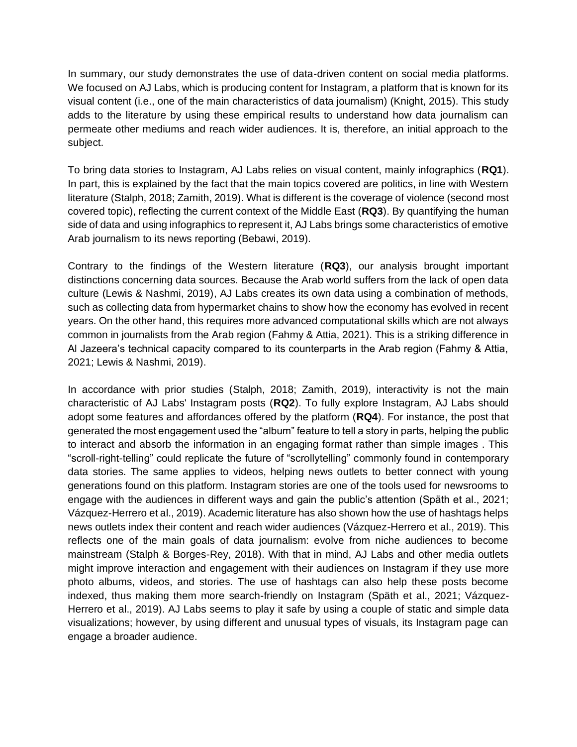In summary, our study demonstrates the use of data-driven content on social media platforms. We focused on AJ Labs, which is producing content for Instagram, a platform that is known for its visual content (i.e., one of the main characteristics of data journalism) (Knight, 2015). This study adds to the literature by using these empirical results to understand how data journalism can permeate other mediums and reach wider audiences. It is, therefore, an initial approach to the subject.

To bring data stories to Instagram, AJ Labs relies on visual content, mainly infographics (**RQ1**). In part, this is explained by the fact that the main topics covered are politics, in line with Western literature (Stalph, 2018; Zamith, 2019). What is different is the coverage of violence (second most covered topic), reflecting the current context of the Middle East (**RQ3**). By quantifying the human side of data and using infographics to represent it, AJ Labs brings some characteristics of emotive Arab journalism to its news reporting (Bebawi, 2019).

Contrary to the findings of the Western literature (**RQ3**), our analysis brought important distinctions concerning data sources. Because the Arab world suffers from the lack of open data culture (Lewis & Nashmi, 2019), AJ Labs creates its own data using a combination of methods, such as collecting data from hypermarket chains to show how the economy has evolved in recent years. On the other hand, this requires more advanced computational skills which are not always common in journalists from the Arab region (Fahmy & Attia, 2021). This is a striking difference in Al Jazeera's technical capacity compared to its counterparts in the Arab region (Fahmy & Attia, 2021; Lewis & Nashmi, 2019).

In accordance with prior studies (Stalph, 2018; Zamith, 2019), interactivity is not the main characteristic of AJ Labs' Instagram posts (**RQ2**). To fully explore Instagram, AJ Labs should adopt some features and affordances offered by the platform (**RQ4**). For instance, the post that generated the most engagement used the "album" feature to tell a story in parts, helping the public to interact and absorb the information in an engaging format rather than simple images . This "scroll-right-telling" could replicate the future of "scrollytelling" commonly found in contemporary data stories. The same applies to videos, helping news outlets to better connect with young generations found on this platform. Instagram stories are one of the tools used for newsrooms to engage with the audiences in different ways and gain the public's attention (Späth et al., 2021; Vázquez-Herrero et al., 2019). Academic literature has also shown how the use of hashtags helps news outlets index their content and reach wider audiences (Vázquez-Herrero et al., 2019). This reflects one of the main goals of data journalism: evolve from niche audiences to become mainstream (Stalph & Borges-Rey, 2018). With that in mind, AJ Labs and other media outlets might improve interaction and engagement with their audiences on Instagram if they use more photo albums, videos, and stories. The use of hashtags can also help these posts become indexed, thus making them more search-friendly on Instagram (Späth et al., 2021; Vázquez-Herrero et al., 2019). AJ Labs seems to play it safe by using a couple of static and simple data visualizations; however, by using different and unusual types of visuals, its Instagram page can engage a broader audience.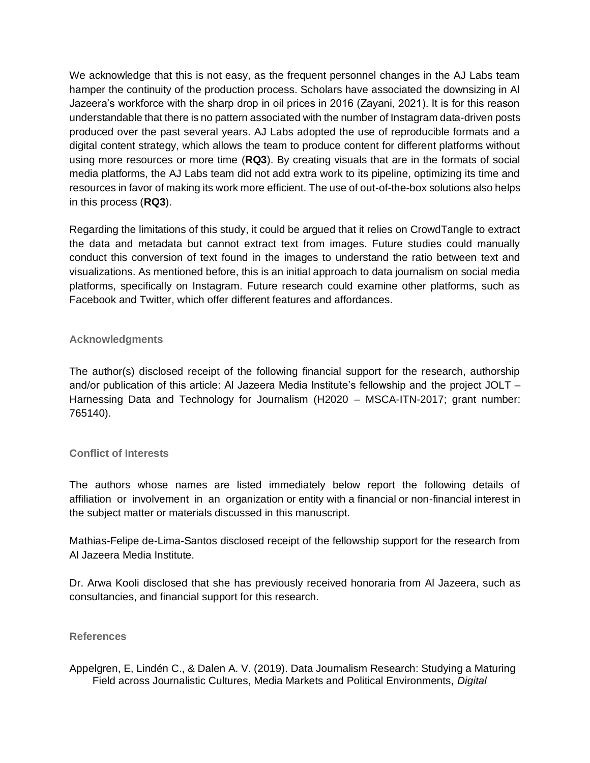We acknowledge that this is not easy, as the frequent personnel changes in the AJ Labs team hamper the continuity of the production process. Scholars have associated the downsizing in Al Jazeera's workforce with the sharp drop in oil prices in 2016 (Zayani, 2021). It is for this reason understandable that there is no pattern associated with the number of Instagram data-driven posts produced over the past several years. AJ Labs adopted the use of reproducible formats and a digital content strategy, which allows the team to produce content for different platforms without using more resources or more time (**RQ3**). By creating visuals that are in the formats of social media platforms, the AJ Labs team did not add extra work to its pipeline, optimizing its time and resources in favor of making its work more efficient. The use of out-of-the-box solutions also helps in this process (**RQ3**).

Regarding the limitations of this study, it could be argued that it relies on CrowdTangle to extract the data and metadata but cannot extract text from images. Future studies could manually conduct this conversion of text found in the images to understand the ratio between text and visualizations. As mentioned before, this is an initial approach to data journalism on social media platforms, specifically on Instagram. Future research could examine other platforms, such as Facebook and Twitter, which offer different features and affordances.

### Acknowledgments

The author(s) disclosed receipt of the following financial support for the research, authorship and/or publication of this article: Al Jazeera Media Institute's fellowship and the project JOLT – Harnessing Data and Technology for Journalism (H2020 – MSCA-ITN-2017; grant number: 765140).

### Conflict of Interests

The authors whose names are listed immediately below report the following details of affiliation or involvement in an organization or entity with a financial or non-financial interest in the subject matter or materials discussed in this manuscript.

Mathias-Felipe de-Lima-Santos disclosed receipt of the fellowship support for the research from Al Jazeera Media Institute.

Dr. Arwa Kooli disclosed that she has previously received honoraria from Al Jazeera, such as consultancies, and financial support for this research.

### References

Appelgren, E, Lindén C., & Dalen A. V. (2019). Data Journalism Research: Studying a Maturing Field across Journalistic Cultures, Media Markets and Political Environments, *Digital*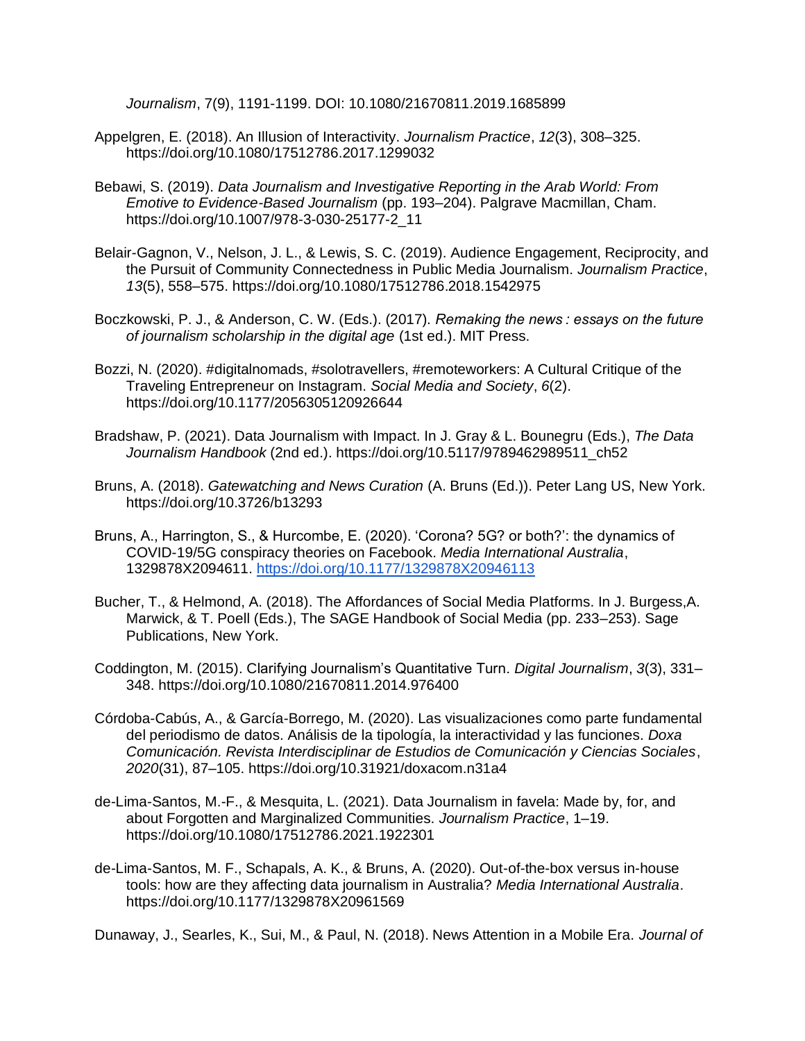*Journalism*, 7(9), 1191-1199. DOI: 10.1080/21670811.2019.1685899

Appelgren, E. (2018). An Illusion of Interactivity. *Journalism Practice*, *12*(3), 308–325. https://doi.org/10.1080/17512786.2017.1299032

Bebawi, S. (2019). *Data Journalism and Investigative Reporting in the Arab World: From Emotive to Evidence-Based Journalism* (pp. 193–204). Palgrave Macmillan, Cham. https://doi.org/10.1007/978-3-030-25177-2_11

Belair-Gagnon, V., Nelson, J. L., & Lewis, S. C. (2019). Audience Engagement, Reciprocity, and the Pursuit of Community Connectedness in Public Media Journalism. *Journalism Practice*, *13*(5), 558–575. https://doi.org/10.1080/17512786.2018.1542975

Boczkowski, P. J., & Anderson, C. W. (Eds.). (2017). *Remaking the news : essays on the future of journalism scholarship in the digital age* (1st ed.). MIT Press.

Bozzi, N. (2020). #digitalnomads, #solotravellers, #remoteworkers: A Cultural Critique of the Traveling Entrepreneur on Instagram. *Social Media and Society*, *6*(2). https://doi.org/10.1177/2056305120926644

Bradshaw, P. (2021). Data Journalism with Impact. In J. Gray & L. Bounegru (Eds.), *The Data Journalism Handbook* (2nd ed.). https://doi.org/10.5117/9789462989511_ch52

Bruns, A. (2018). *Gatewatching and News Curation* (A. Bruns (Ed.)). Peter Lang US, New York. https://doi.org/10.3726/b13293

Bruns, A., Harrington, S., & Hurcombe, E. (2020). 'Corona? 5G? or both?': the dynamics of COVID-19/5G conspiracy theories on Facebook. *Media International Australia*, 1329878X2094611. https://doi.org/10.1177/1329878X20946113

Bucher, T., & Helmond, A. (2018). The Affordances of Social Media Platforms. In J. Burgess,A. Marwick, & T. Poell (Eds.), The SAGE Handbook of Social Media (pp. 233–253). Sage Publications, New York.

Coddington, M. (2015). Clarifying Journalism's Quantitative Turn. *Digital Journalism*, *3*(3), 331–348. https://doi.org/10.1080/21670811.2014.976400

Córdoba-Cabús, A., & García-Borrego, M. (2020). Las visualizaciones como parte fundamental del periodismo de datos. Análisis de la tipología, la interactividad y las funciones. *Doxa Comunicación. Revista Interdisciplinar de Estudios de Comunicación y Ciencias Sociales*, *2020*(31), 87–105. https://doi.org/10.31921/doxacom.n31a4

de-Lima-Santos, M.-F., & Mesquita, L. (2021). Data Journalism in favela: Made by, for, and about Forgotten and Marginalized Communities. *Journalism Practice*, 1–19. https://doi.org/10.1080/17512786.2021.1922301

de-Lima-Santos, M. F., Schapals, A. K., & Bruns, A. (2020). Out-of-the-box versus in-house tools: how are they affecting data journalism in Australia? *Media International Australia*. https://doi.org/10.1177/1329878X20961569

Dunaway, J., Searles, K., Sui, M., & Paul, N. (2018). News Attention in a Mobile Era. *Journal of*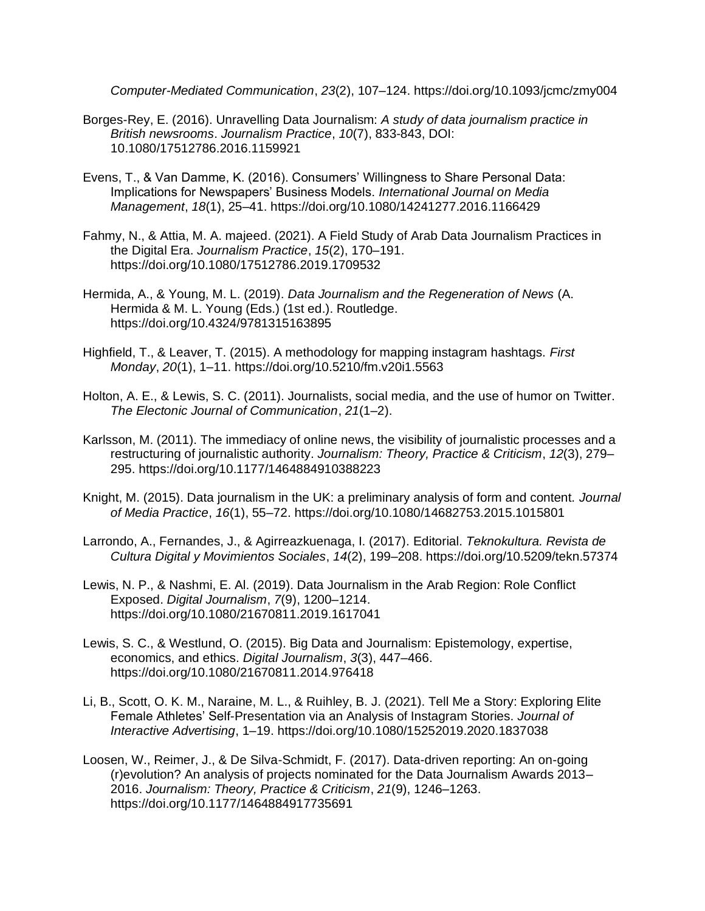*Computer-Mediated Communication*, *23*(2), 107–124. https://doi.org/10.1093/jcmc/zmy004

Borges-Rey, E. (2016). Unravelling Data Journalism: *A study of data journalism practice in British newsrooms*. *Journalism Practice*, *10*(7), 833-843, DOI: 10.1080/17512786.2016.1159921

Evens, T., & Van Damme, K. (2016). Consumers' Willingness to Share Personal Data: Implications for Newspapers' Business Models. *International Journal on Media Management*, *18*(1), 25–41. https://doi.org/10.1080/14241277.2016.1166429

Fahmy, N., & Attia, M. A. majeed. (2021). A Field Study of Arab Data Journalism Practices in the Digital Era. *Journalism Practice*, *15*(2), 170–191. https://doi.org/10.1080/17512786.2019.1709532

Hermida, A., & Young, M. L. (2019). *Data Journalism and the Regeneration of News* (A. Hermida & M. L. Young (Eds.) (1st ed.). Routledge. https://doi.org/10.4324/9781315163895

Highfield, T., & Leaver, T. (2015). A methodology for mapping instagram hashtags. *First Monday*, *20*(1), 1–11. https://doi.org/10.5210/fm.v20i1.5563

Holton, A. E., & Lewis, S. C. (2011). Journalists, social media, and the use of humor on Twitter. *The Electonic Journal of Communication*, *21*(1–2).

Karlsson, M. (2011). The immediacy of online news, the visibility of journalistic processes and a restructuring of journalistic authority. *Journalism: Theory, Practice & Criticism*, *12*(3), 279–295. https://doi.org/10.1177/1464884910388223

Knight, M. (2015). Data journalism in the UK: a preliminary analysis of form and content. *Journal of Media Practice*, *16*(1), 55–72. https://doi.org/10.1080/14682753.2015.1015801

Larrondo, A., Fernandes, J., & Agirreazkuenaga, I. (2017). Editorial. *Teknokultura. Revista de Cultura Digital y Movimientos Sociales*, *14*(2), 199–208. https://doi.org/10.5209/tekn.57374

Lewis, N. P., & Nashmi, E. Al. (2019). Data Journalism in the Arab Region: Role Conflict Exposed. *Digital Journalism*, *7*(9), 1200–1214. https://doi.org/10.1080/21670811.2019.1617041

Lewis, S. C., & Westlund, O. (2015). Big Data and Journalism: Epistemology, expertise, economics, and ethics. *Digital Journalism*, *3*(3), 447–466. https://doi.org/10.1080/21670811.2014.976418

Li, B., Scott, O. K. M., Naraine, M. L., & Ruihley, B. J. (2021). Tell Me a Story: Exploring Elite Female Athletes' Self-Presentation via an Analysis of Instagram Stories. *Journal of Interactive Advertising*, 1–19. https://doi.org/10.1080/15252019.2020.1837038

Loosen, W., Reimer, J., & De Silva-Schmidt, F. (2017). Data-driven reporting: An on-going (r)evolution? An analysis of projects nominated for the Data Journalism Awards 2013–2016. *Journalism: Theory, Practice & Criticism*, *21*(9), 1246–1263. https://doi.org/10.1177/1464884917735691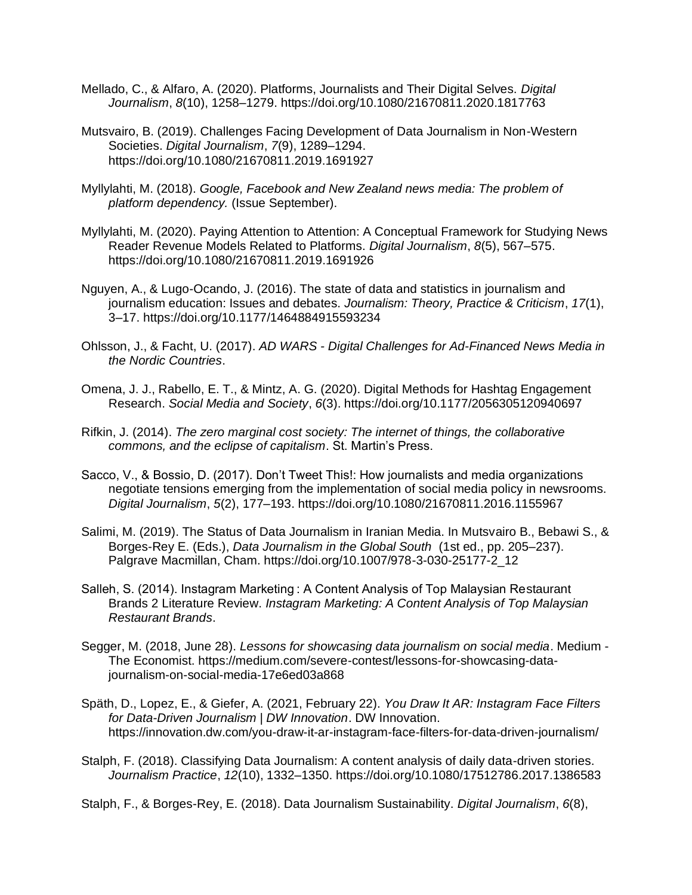Mellado, C., & Alfaro, A. (2020). Platforms, Journalists and Their Digital Selves. *Digital Journalism*, *8*(10), 1258–1279. https://doi.org/10.1080/21670811.2020.1817763

Mutsvairo, B. (2019). Challenges Facing Development of Data Journalism in Non-Western Societies. *Digital Journalism*, *7*(9), 1289–1294. https://doi.org/10.1080/21670811.2019.1691927

Myllylahti, M. (2018). *Google, Facebook and New Zealand news media: The problem of platform dependency.* (Issue September).

Myllylahti, M. (2020). Paying Attention to Attention: A Conceptual Framework for Studying News Reader Revenue Models Related to Platforms. *Digital Journalism*, *8*(5), 567–575. https://doi.org/10.1080/21670811.2019.1691926

Nguyen, A., & Lugo-Ocando, J. (2016). The state of data and statistics in journalism and journalism education: Issues and debates. *Journalism: Theory, Practice & Criticism*, *17*(1), 3–17. https://doi.org/10.1177/1464884915593234

Ohlsson, J., & Facht, U. (2017). *AD WARS - Digital Challenges for Ad-Financed News Media in the Nordic Countries*.

Omena, J. J., Rabello, E. T., & Mintz, A. G. (2020). Digital Methods for Hashtag Engagement Research. *Social Media and Society*, *6*(3). https://doi.org/10.1177/2056305120940697

Rifkin, J. (2014). *The zero marginal cost society: The internet of things, the collaborative commons, and the eclipse of capitalism*. St. Martin's Press.

Sacco, V., & Bossio, D. (2017). Don't Tweet This!: How journalists and media organizations negotiate tensions emerging from the implementation of social media policy in newsrooms. *Digital Journalism*, *5*(2), 177–193. https://doi.org/10.1080/21670811.2016.1155967

Salimi, M. (2019). The Status of Data Journalism in Iranian Media. In Mutsvairo B., Bebawi S., & Borges-Rey E. (Eds.), *Data Journalism in the Global South* (1st ed., pp. 205–237). Palgrave Macmillan, Cham. https://doi.org/10.1007/978-3-030-25177-2_12

Salleh, S. (2014). Instagram Marketing : A Content Analysis of Top Malaysian Restaurant Brands 2 Literature Review. *Instagram Marketing: A Content Analysis of Top Malaysian Restaurant Brands*.

Segger, M. (2018, June 28). *Lessons for showcasing data journalism on social media*. Medium - The Economist. https://medium.com/severe-contest/lessons-for-showcasing-data-journalism-on-social-media-17e6ed03a868

Späth, D., Lopez, E., & Giefer, A. (2021, February 22). *You Draw It AR: Instagram Face Filters for Data-Driven Journalism | DW Innovation*. DW Innovation. https://innovation.dw.com/you-draw-it-ar-instagram-face-filters-for-data-driven-journalism/

Stalph, F. (2018). Classifying Data Journalism: A content analysis of daily data-driven stories. *Journalism Practice*, *12*(10), 1332–1350. https://doi.org/10.1080/17512786.2017.1386583

Stalph, F., & Borges-Rey, E. (2018). Data Journalism Sustainability. *Digital Journalism*, *6*(8),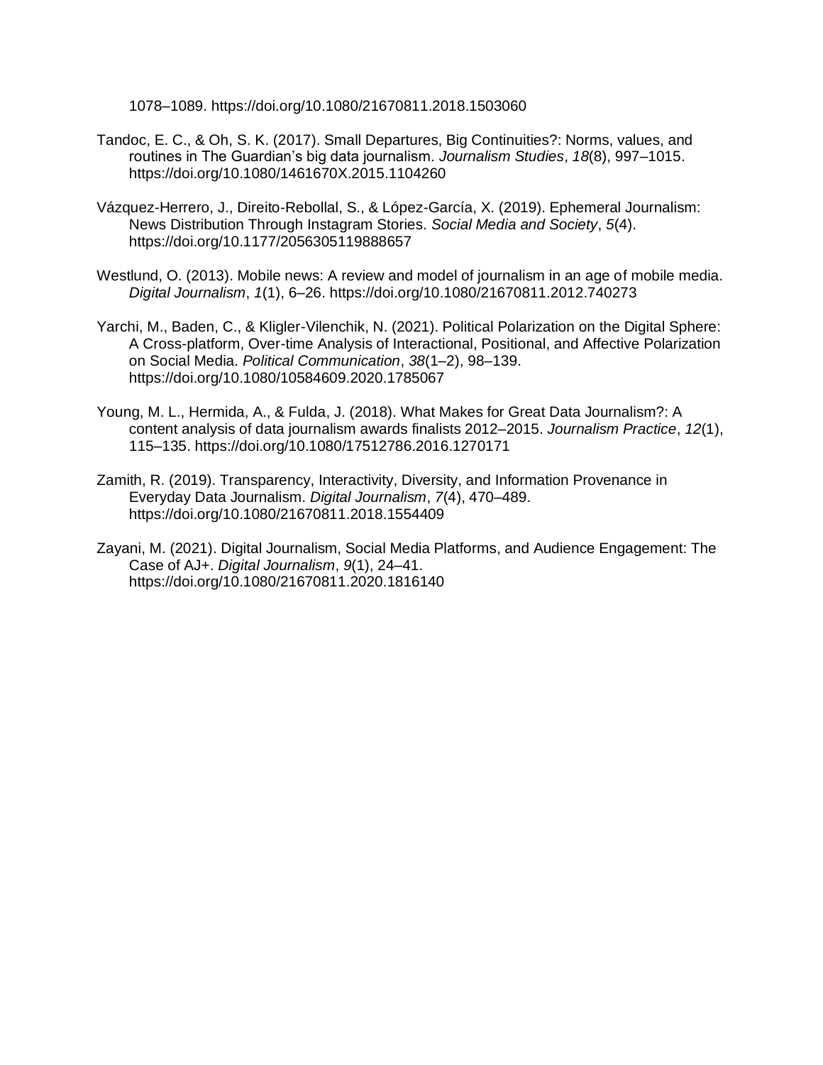1078–1089. https://doi.org/10.1080/21670811.2018.1503060

Tandoc, E. C., & Oh, S. K. (2017). Small Departures, Big Continuities?: Norms, values, and routines in The Guardian's big data journalism. *Journalism Studies*, *18*(8), 997–1015. https://doi.org/10.1080/1461670X.2015.1104260

Vázquez-Herrero, J., Direito-Rebollal, S., & López-García, X. (2019). Ephemeral Journalism: News Distribution Through Instagram Stories. *Social Media and Society*, *5*(4). https://doi.org/10.1177/2056305119888657

Westlund, O. (2013). Mobile news: A review and model of journalism in an age of mobile media. *Digital Journalism*, *1*(1), 6–26. https://doi.org/10.1080/21670811.2012.740273

Yarchi, M., Baden, C., & Kligler-Vilenchik, N. (2021). Political Polarization on the Digital Sphere: A Cross-platform, Over-time Analysis of Interactional, Positional, and Affective Polarization on Social Media. *Political Communication*, *38*(1–2), 98–139. https://doi.org/10.1080/10584609.2020.1785067

Young, M. L., Hermida, A., & Fulda, J. (2018). What Makes for Great Data Journalism?: A content analysis of data journalism awards finalists 2012–2015. *Journalism Practice*, *12*(1), 115–135. https://doi.org/10.1080/17512786.2016.1270171

Zamith, R. (2019). Transparency, Interactivity, Diversity, and Information Provenance in Everyday Data Journalism. *Digital Journalism*, *7*(4), 470–489. https://doi.org/10.1080/21670811.2018.1554409

Zayani, M. (2021). Digital Journalism, Social Media Platforms, and Audience Engagement: The Case of AJ+. *Digital Journalism*, *9*(1), 24–41. https://doi.org/10.1080/21670811.2020.1816140